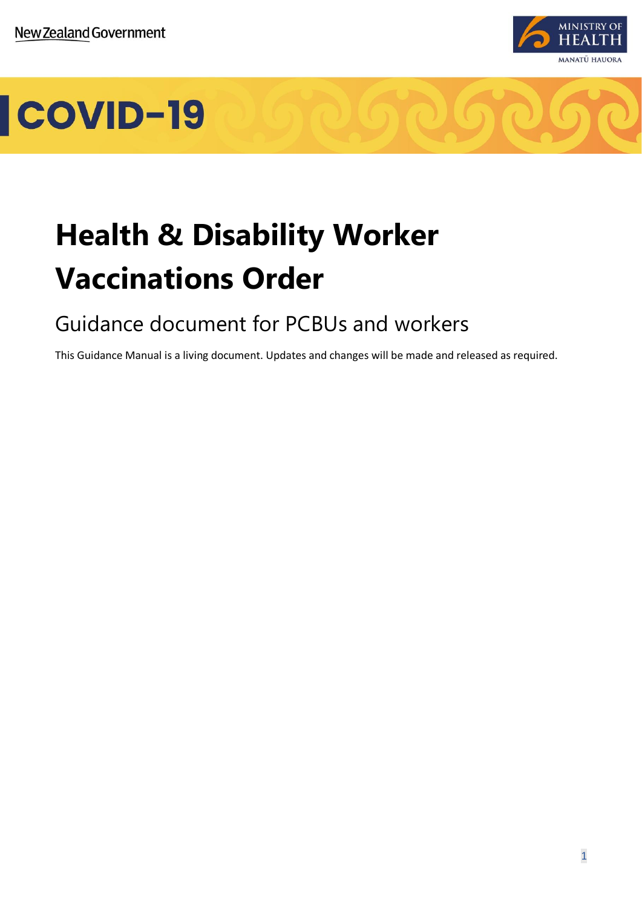New Zealand Government

MINISTRY OF HEALTH
MANATŪ HAUORA

COVID-19

# Health & Disability Worker Vaccinations Order

## Guidance document for PCBUs and workers

This Guidance Manual is a living document. Updates and changes will be made and released as required.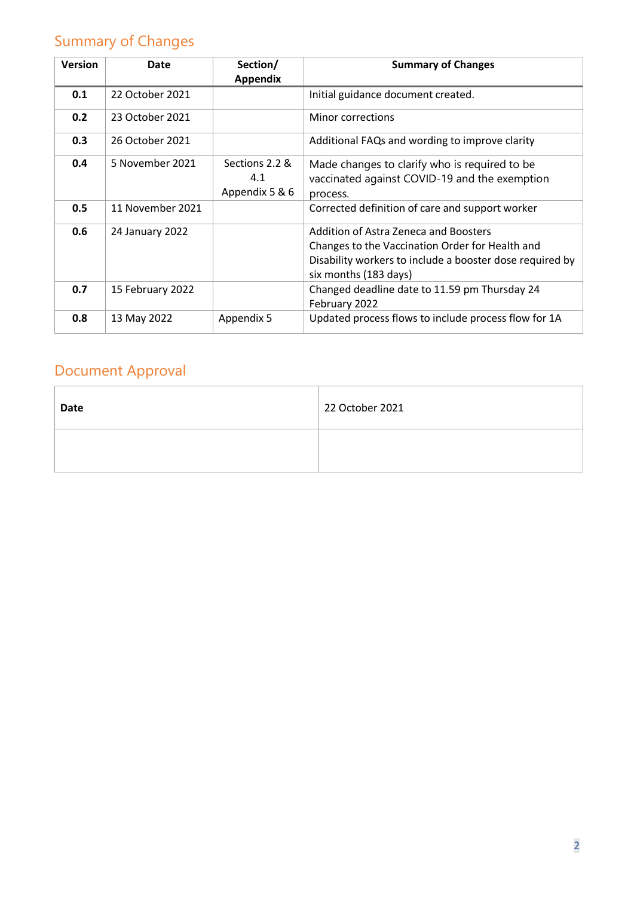## Summary of Changes

| Version | Date | Section/ Appendix | Summary of Changes |
|---|---|---|---|
| **0.1** | 22 October 2021 | | Initial guidance document created. |
| **0.2** | 23 October 2021 | | Minor corrections |
| **0.3** | 26 October 2021 | | Additional FAQs and wording to improve clarity |
| **0.4** | 5 November 2021 | Sections 2.2 & 4.1 Appendix 5 & 6 | Made changes to clarify who is required to be vaccinated against COVID-19 and the exemption process. |
| **0.5** | 11 November 2021 | | Corrected definition of care and support worker |
| **0.6** | 24 January 2022 | | Addition of Astra Zeneca and Boosters Changes to the Vaccination Order for Health and Disability workers to include a booster dose required by six months (183 days) |
| **0.7** | 15 February 2022 | | Changed deadline date to 11.59 pm Thursday 24 February 2022 |
| **0.8** | 13 May 2022 | Appendix 5 | Updated process flows to include process flow for 1A |

## Document Approval

| **Date** | 22 October 2021 |
|---|---|
| | |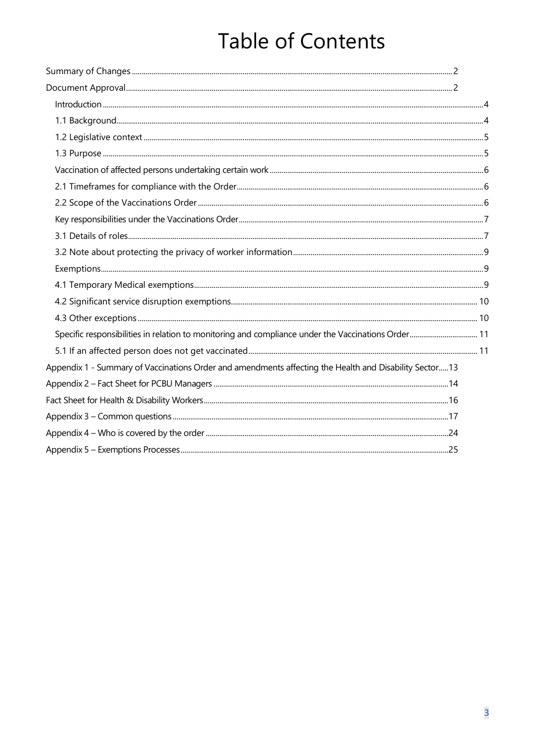# Table of Contents

Summary of Changes .......... 2

Document Approval .......... 2

- Introduction .......... 4
- 1.1 Background .......... 4
- 1.2 Legislative context .......... 5
- 1.3 Purpose .......... 5
- Vaccination of affected persons undertaking certain work .......... 6
- 2.1 Timeframes for compliance with the Order .......... 6
- 2.2 Scope of the Vaccinations Order .......... 6
- Key responsibilities under the Vaccinations Order .......... 7
- 3.1 Details of roles .......... 7
- 3.2 Note about protecting the privacy of worker information .......... 9
- Exemptions .......... 9
- 4.1 Temporary Medical exemptions .......... 9
- 4.2 Significant service disruption exemptions .......... 10
- 4.3 Other exceptions .......... 10
- Specific responsibilities in relation to monitoring and compliance under the Vaccinations Order .......... 11
- 5.1 If an affected person does not get vaccinated .......... 11

Appendix 1 - Summary of Vaccinations Order and amendments affecting the Health and Disability Sector .......... 13

Appendix 2 – Fact Sheet for PCBU Managers .......... 14

Fact Sheet for Health & Disability Workers .......... 16

Appendix 3 – Common questions .......... 17

Appendix 4 – Who is covered by the order .......... 24

Appendix 5 – Exemptions Processes .......... 25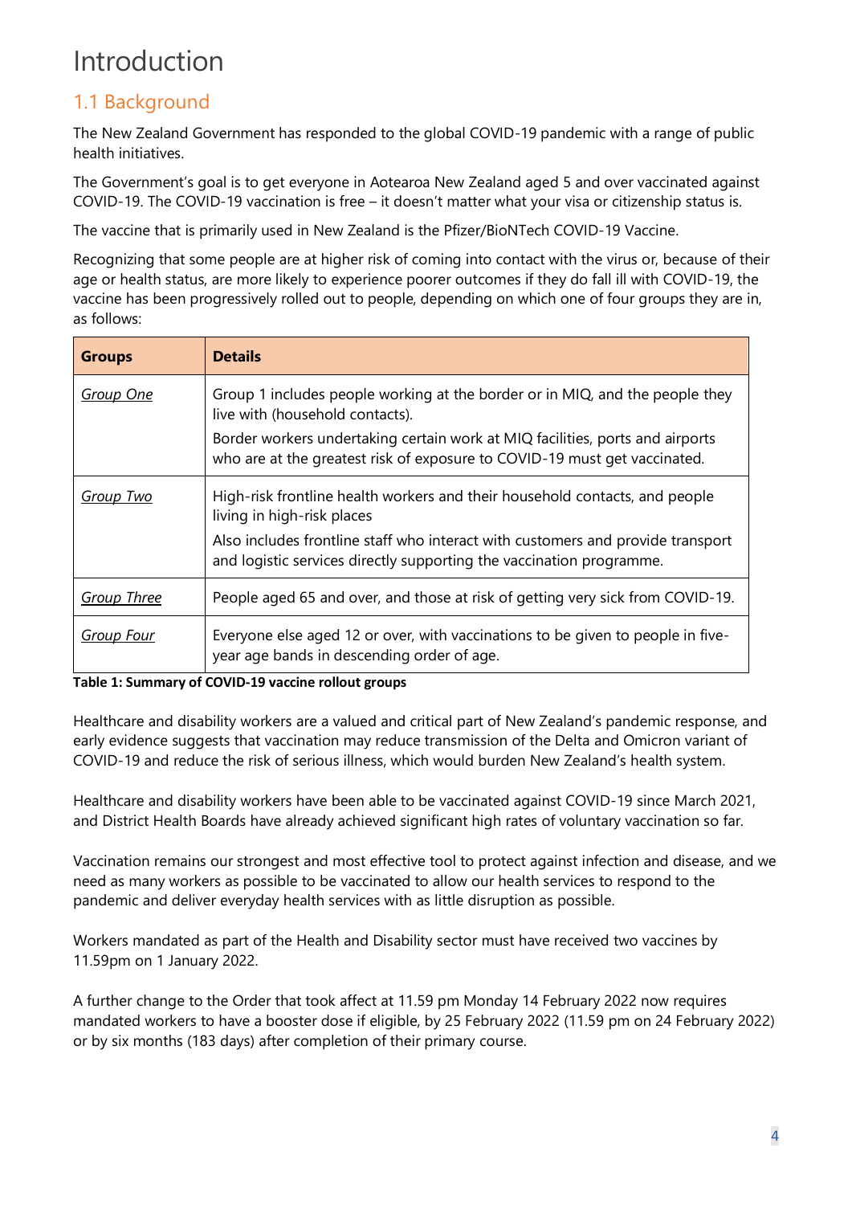# Introduction

## 1.1 Background

The New Zealand Government has responded to the global COVID-19 pandemic with a range of public health initiatives.

The Government's goal is to get everyone in Aotearoa New Zealand aged 5 and over vaccinated against COVID-19. The COVID-19 vaccination is free – it doesn't matter what your visa or citizenship status is.

The vaccine that is primarily used in New Zealand is the Pfizer/BioNTech COVID-19 Vaccine.

Recognizing that some people are at higher risk of coming into contact with the virus or, because of their age or health status, are more likely to experience poorer outcomes if they do fall ill with COVID-19, the vaccine has been progressively rolled out to people, depending on which one of four groups they are in, as follows:

| Groups | Details |
|---|---|
| *Group One* | Group 1 includes people working at the border or in MIQ, and the people they live with (household contacts).<br>Border workers undertaking certain work at MIQ facilities, ports and airports who are at the greatest risk of exposure to COVID-19 must get vaccinated. |
| *Group Two* | High-risk frontline health workers and their household contacts, and people living in high-risk places<br>Also includes frontline staff who interact with customers and provide transport and logistic services directly supporting the vaccination programme. |
| *Group Three* | People aged 65 and over, and those at risk of getting very sick from COVID-19. |
| *Group Four* | Everyone else aged 12 or over, with vaccinations to be given to people in five-year age bands in descending order of age. |

**Table 1: Summary of COVID-19 vaccine rollout groups**

Healthcare and disability workers are a valued and critical part of New Zealand's pandemic response, and early evidence suggests that vaccination may reduce transmission of the Delta and Omicron variant of COVID-19 and reduce the risk of serious illness, which would burden New Zealand's health system.

Healthcare and disability workers have been able to be vaccinated against COVID-19 since March 2021, and District Health Boards have already achieved significant high rates of voluntary vaccination so far.

Vaccination remains our strongest and most effective tool to protect against infection and disease, and we need as many workers as possible to be vaccinated to allow our health services to respond to the pandemic and deliver everyday health services with as little disruption as possible.

Workers mandated as part of the Health and Disability sector must have received two vaccines by 11.59pm on 1 January 2022.

A further change to the Order that took affect at 11.59 pm Monday 14 February 2022 now requires mandated workers to have a booster dose if eligible, by 25 February 2022 (11.59 pm on 24 February 2022) or by six months (183 days) after completion of their primary course.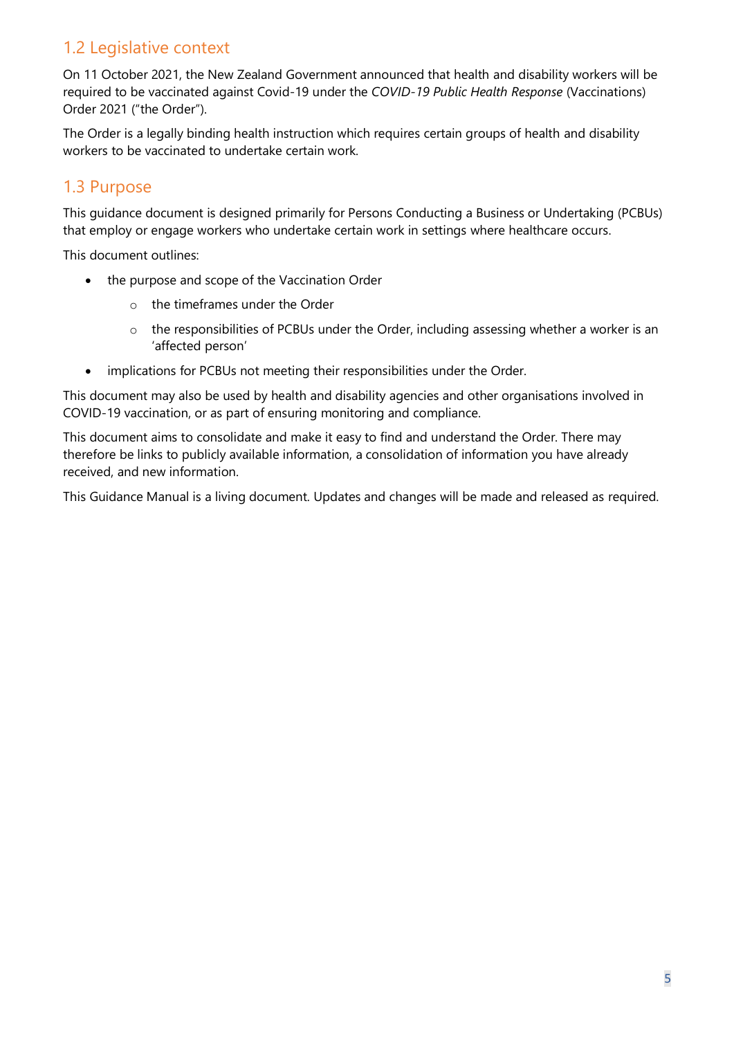## 1.2 Legislative context

On 11 October 2021, the New Zealand Government announced that health and disability workers will be required to be vaccinated against Covid-19 under the *COVID-19 Public Health Response* (Vaccinations) Order 2021 ("the Order").

The Order is a legally binding health instruction which requires certain groups of health and disability workers to be vaccinated to undertake certain work.

## 1.3 Purpose

This guidance document is designed primarily for Persons Conducting a Business or Undertaking (PCBUs) that employ or engage workers who undertake certain work in settings where healthcare occurs.

This document outlines:

- the purpose and scope of the Vaccination Order
  - the timeframes under the Order
  - the responsibilities of PCBUs under the Order, including assessing whether a worker is an 'affected person'
- implications for PCBUs not meeting their responsibilities under the Order.

This document may also be used by health and disability agencies and other organisations involved in COVID-19 vaccination, or as part of ensuring monitoring and compliance.

This document aims to consolidate and make it easy to find and understand the Order. There may therefore be links to publicly available information, a consolidation of information you have already received, and new information.

This Guidance Manual is a living document. Updates and changes will be made and released as required.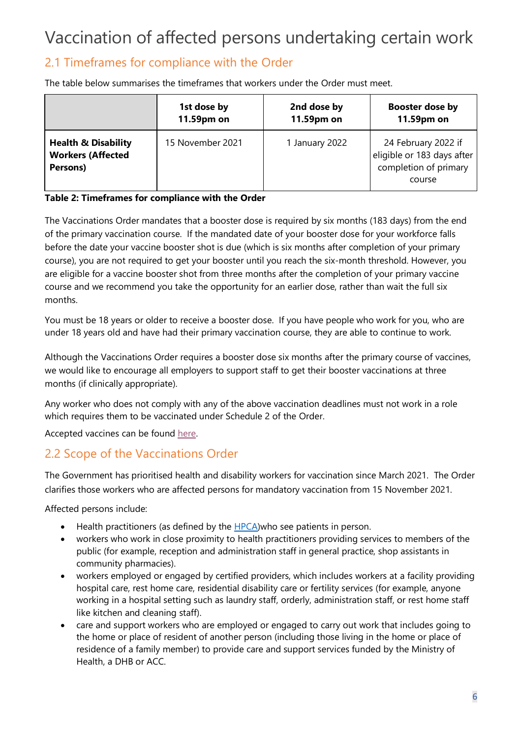# Vaccination of affected persons undertaking certain work

## 2.1 Timeframes for compliance with the Order

The table below summarises the timeframes that workers under the Order must meet.

| | 1st dose by 11.59pm on | 2nd dose by 11.59pm on | Booster dose by 11.59pm on |
|---|---|---|---|
| **Health & Disability Workers (Affected Persons)** | 15 November 2021 | 1 January 2022 | 24 February 2022 if eligible or 183 days after completion of primary course |

**Table 2: Timeframes for compliance with the Order**

The Vaccinations Order mandates that a booster dose is required by six months (183 days) from the end of the primary vaccination course. If the mandated date of your booster dose for your workforce falls before the date your vaccine booster shot is due (which is six months after completion of your primary course), you are not required to get your booster until you reach the six-month threshold. However, you are eligible for a vaccine booster shot from three months after the completion of your primary vaccine course and we recommend you take the opportunity for an earlier dose, rather than wait the full six months.

You must be 18 years or older to receive a booster dose. If you have people who work for you, who are under 18 years old and have had their primary vaccination course, they are able to continue to work.

Although the Vaccinations Order requires a booster dose six months after the primary course of vaccines, we would like to encourage all employers to support staff to get their booster vaccinations at three months (if clinically appropriate).

Any worker who does not comply with any of the above vaccination deadlines must not work in a role which requires them to be vaccinated under Schedule 2 of the Order.

Accepted vaccines can be found here.

## 2.2 Scope of the Vaccinations Order

The Government has prioritised health and disability workers for vaccination since March 2021. The Order clarifies those workers who are affected persons for mandatory vaccination from 15 November 2021.

Affected persons include:

- Health practitioners (as defined by the HPCA)who see patients in person.
- workers who work in close proximity to health practitioners providing services to members of the public (for example, reception and administration staff in general practice, shop assistants in community pharmacies).
- workers employed or engaged by certified providers, which includes workers at a facility providing hospital care, rest home care, residential disability care or fertility services (for example, anyone working in a hospital setting such as laundry staff, orderly, administration staff, or rest home staff like kitchen and cleaning staff).
- care and support workers who are employed or engaged to carry out work that includes going to the home or place of resident of another person (including those living in the home or place of residence of a family member) to provide care and support services funded by the Ministry of Health, a DHB or ACC.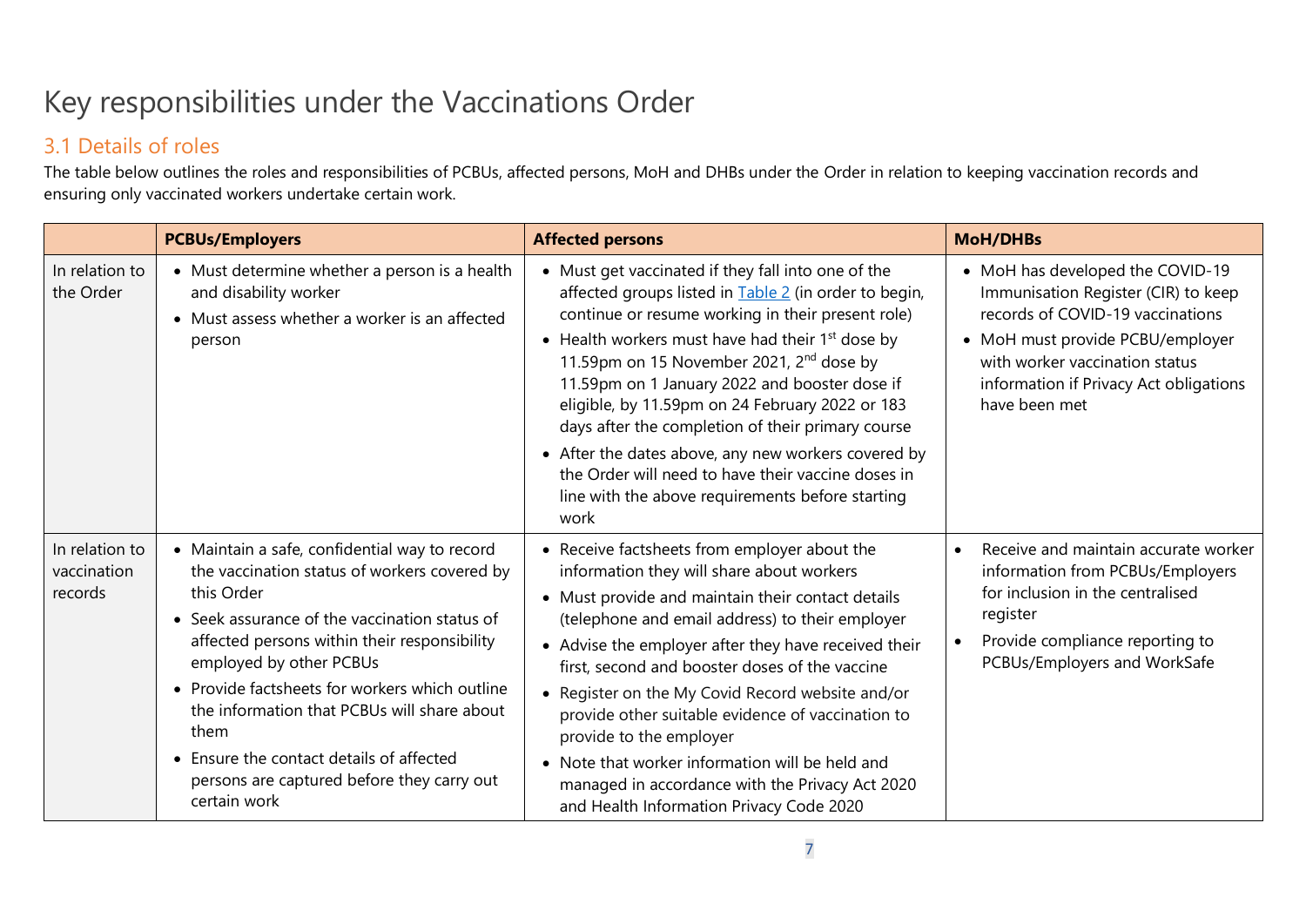# Key responsibilities under the Vaccinations Order

## 3.1 Details of roles

The table below outlines the roles and responsibilities of PCBUs, affected persons, MoH and DHBs under the Order in relation to keeping vaccination records and ensuring only vaccinated workers undertake certain work.

| | **PCBUs/Employers** | **Affected persons** | **MoH/DHBs** |
|---|---|---|---|
| In relation to the Order | • Must determine whether a person is a health and disability worker<br>• Must assess whether a worker is an affected person | • Must get vaccinated if they fall into one of the affected groups listed in Table 2 (in order to begin, continue or resume working in their present role)<br>• Health workers must have had their 1st dose by 11.59pm on 15 November 2021, 2nd dose by 11.59pm on 1 January 2022 and booster dose if eligible, by 11.59pm on 24 February 2022 or 183 days after the completion of their primary course<br>• After the dates above, any new workers covered by the Order will need to have their vaccine doses in line with the above requirements before starting work | • MoH has developed the COVID-19 Immunisation Register (CIR) to keep records of COVID-19 vaccinations<br>• MoH must provide PCBU/employer with worker vaccination status information if Privacy Act obligations have been met |
| In relation to vaccination records | • Maintain a safe, confidential way to record the vaccination status of workers covered by this Order<br>• Seek assurance of the vaccination status of affected persons within their responsibility employed by other PCBUs<br>• Provide factsheets for workers which outline the information that PCBUs will share about them<br>• Ensure the contact details of affected persons are captured before they carry out certain work | • Receive factsheets from employer about the information they will share about workers<br>• Must provide and maintain their contact details (telephone and email address) to their employer<br>• Advise the employer after they have received their first, second and booster doses of the vaccine<br>• Register on the My Covid Record website and/or provide other suitable evidence of vaccination to provide to the employer<br>• Note that worker information will be held and managed in accordance with the Privacy Act 2020 and Health Information Privacy Code 2020 | • Receive and maintain accurate worker information from PCBUs/Employers for inclusion in the centralised register<br>• Provide compliance reporting to PCBUs/Employers and WorkSafe |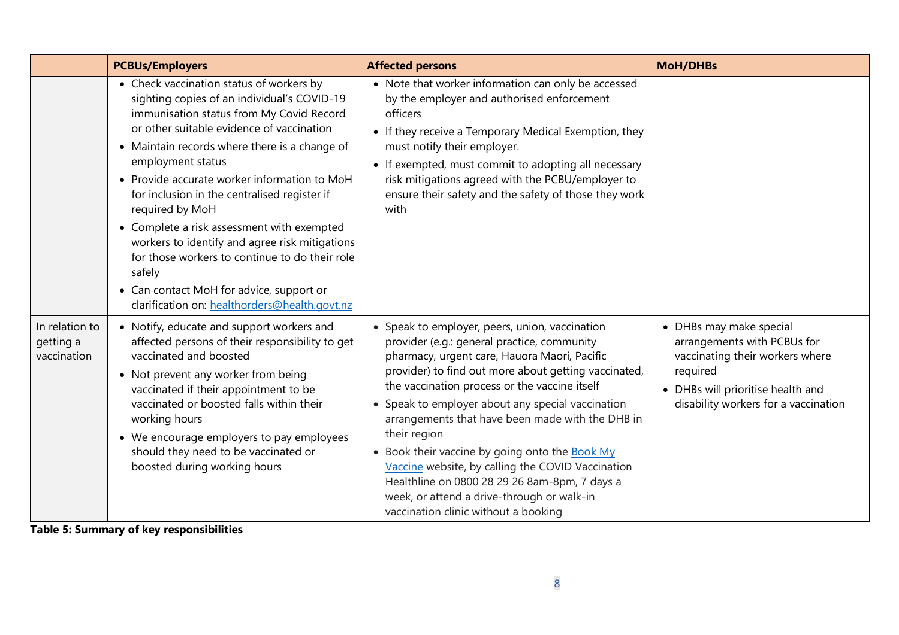| | PCBUs/Employers | Affected persons | MoH/DHBs |
|---|---|---|---|
| | • Check vaccination status of workers by sighting copies of an individual's COVID-19 immunisation status from My Covid Record or other suitable evidence of vaccination<br>• Maintain records where there is a change of employment status<br>• Provide accurate worker information to MoH for inclusion in the centralised register if required by MoH<br>• Complete a risk assessment with exempted workers to identify and agree risk mitigations for those workers to continue to do their role safely<br>• Can contact MoH for advice, support or clarification on: [healthorders@health.govt.nz](mailto:healthorders@health.govt.nz) | • Note that worker information can only be accessed by the employer and authorised enforcement officers<br>• If they receive a Temporary Medical Exemption, they must notify their employer.<br>• If exempted, must commit to adopting all necessary risk mitigations agreed with the PCBU/employer to ensure their safety and the safety of those they work with | |
| In relation to getting a vaccination | • Notify, educate and support workers and affected persons of their responsibility to get vaccinated and boosted<br>• Not prevent any worker from being vaccinated if their appointment to be vaccinated or boosted falls within their working hours<br>• We encourage employers to pay employees should they need to be vaccinated or boosted during working hours | • Speak to employer, peers, union, vaccination provider (e.g.: general practice, community pharmacy, urgent care, Hauora Maori, Pacific provider) to find out more about getting vaccinated, the vaccination process or the vaccine itself<br>• Speak to employer about any special vaccination arrangements that have been made with the DHB in their region<br>• Book their vaccine by going onto the Book My Vaccine website, by calling the COVID Vaccination Healthline on 0800 28 29 26 8am-8pm, 7 days a week, or attend a drive-through or walk-in vaccination clinic without a booking | • DHBs may make special arrangements with PCBUs for vaccinating their workers where required<br>• DHBs will prioritise health and disability workers for a vaccination |

**Table 5: Summary of key responsibilities**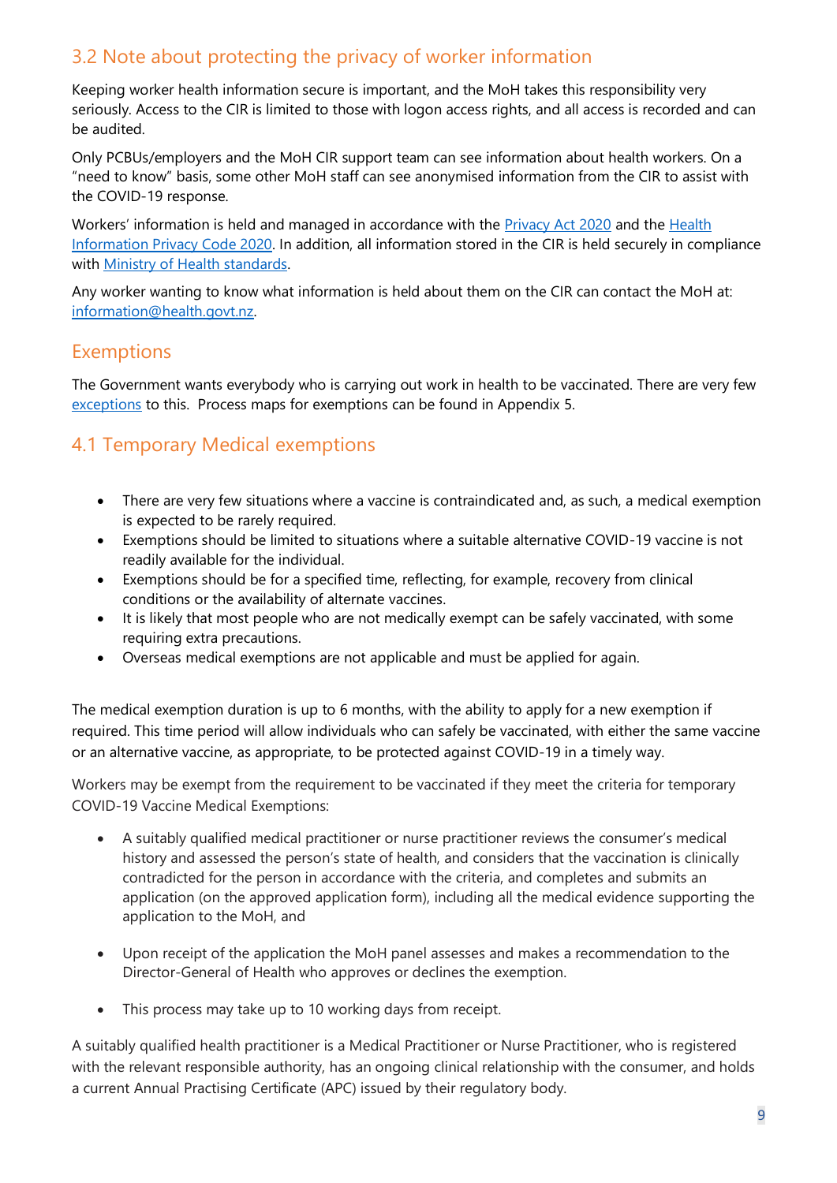## 3.2 Note about protecting the privacy of worker information

Keeping worker health information secure is important, and the MoH takes this responsibility very seriously. Access to the CIR is limited to those with logon access rights, and all access is recorded and can be audited.

Only PCBUs/employers and the MoH CIR support team can see information about health workers. On a "need to know" basis, some other MoH staff can see anonymised information from the CIR to assist with the COVID-19 response.

Workers' information is held and managed in accordance with the Privacy Act 2020 and the Health Information Privacy Code 2020. In addition, all information stored in the CIR is held securely in compliance with Ministry of Health standards.

Any worker wanting to know what information is held about them on the CIR can contact the MoH at: information@health.govt.nz.

## Exemptions

The Government wants everybody who is carrying out work in health to be vaccinated. There are very few exceptions to this. Process maps for exemptions can be found in Appendix 5.

## 4.1 Temporary Medical exemptions

- There are very few situations where a vaccine is contraindicated and, as such, a medical exemption is expected to be rarely required.
- Exemptions should be limited to situations where a suitable alternative COVID-19 vaccine is not readily available for the individual.
- Exemptions should be for a specified time, reflecting, for example, recovery from clinical conditions or the availability of alternate vaccines.
- It is likely that most people who are not medically exempt can be safely vaccinated, with some requiring extra precautions.
- Overseas medical exemptions are not applicable and must be applied for again.

The medical exemption duration is up to 6 months, with the ability to apply for a new exemption if required. This time period will allow individuals who can safely be vaccinated, with either the same vaccine or an alternative vaccine, as appropriate, to be protected against COVID-19 in a timely way.

Workers may be exempt from the requirement to be vaccinated if they meet the criteria for temporary COVID-19 Vaccine Medical Exemptions:

- A suitably qualified medical practitioner or nurse practitioner reviews the consumer's medical history and assessed the person's state of health, and considers that the vaccination is clinically contradicted for the person in accordance with the criteria, and completes and submits an application (on the approved application form), including all the medical evidence supporting the application to the MoH, and

- Upon receipt of the application the MoH panel assesses and makes a recommendation to the Director-General of Health who approves or declines the exemption.

- This process may take up to 10 working days from receipt.

A suitably qualified health practitioner is a Medical Practitioner or Nurse Practitioner, who is registered with the relevant responsible authority, has an ongoing clinical relationship with the consumer, and holds a current Annual Practising Certificate (APC) issued by their regulatory body.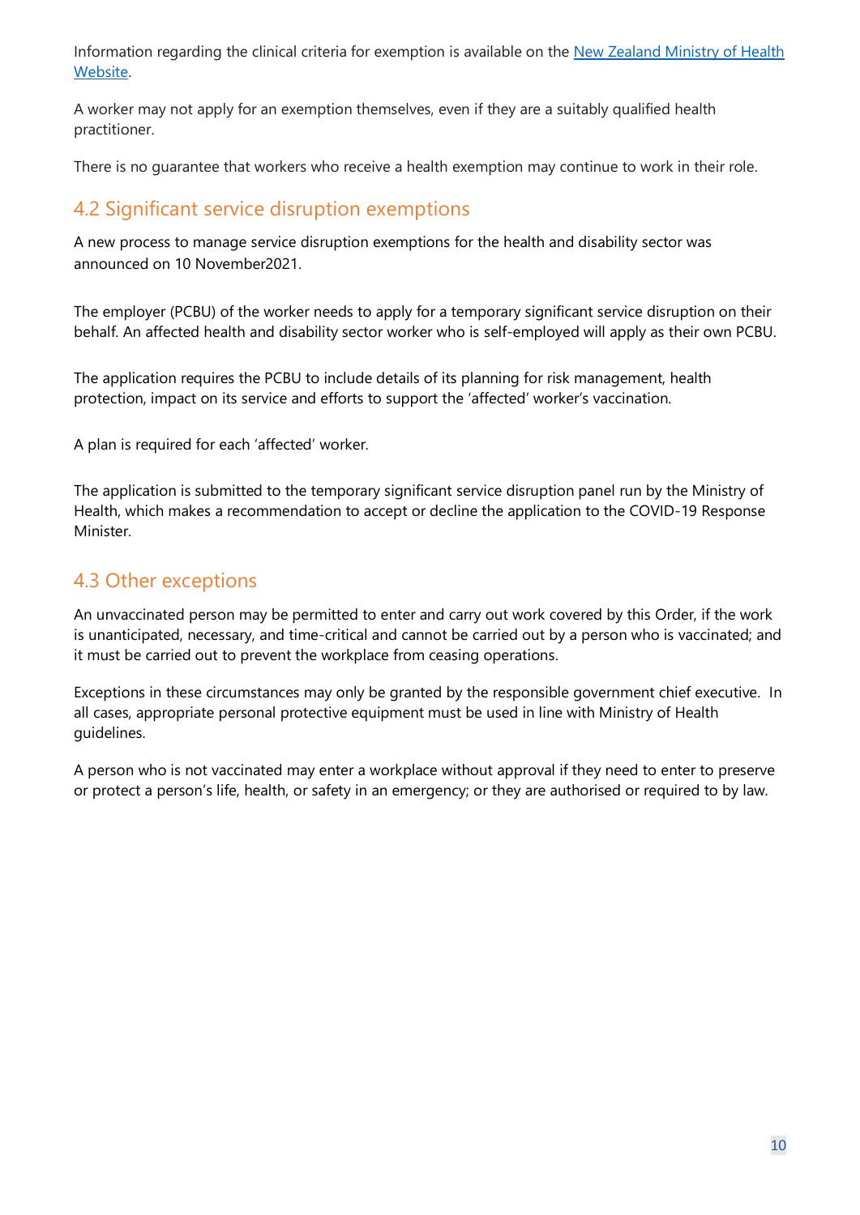Information regarding the clinical criteria for exemption is available on the [New Zealand Ministry of Health Website](#).

A worker may not apply for an exemption themselves, even if they are a suitably qualified health practitioner.

There is no guarantee that workers who receive a health exemption may continue to work in their role.

## 4.2 Significant service disruption exemptions

A new process to manage service disruption exemptions for the health and disability sector was announced on 10 November2021.

The employer (PCBU) of the worker needs to apply for a temporary significant service disruption on their behalf. An affected health and disability sector worker who is self-employed will apply as their own PCBU.

The application requires the PCBU to include details of its planning for risk management, health protection, impact on its service and efforts to support the 'affected' worker's vaccination.

A plan is required for each 'affected' worker.

The application is submitted to the temporary significant service disruption panel run by the Ministry of Health, which makes a recommendation to accept or decline the application to the COVID-19 Response Minister.

## 4.3 Other exceptions

An unvaccinated person may be permitted to enter and carry out work covered by this Order, if the work is unanticipated, necessary, and time-critical and cannot be carried out by a person who is vaccinated; and it must be carried out to prevent the workplace from ceasing operations.

Exceptions in these circumstances may only be granted by the responsible government chief executive. In all cases, appropriate personal protective equipment must be used in line with Ministry of Health guidelines.

A person who is not vaccinated may enter a workplace without approval if they need to enter to preserve or protect a person's life, health, or safety in an emergency; or they are authorised or required to by law.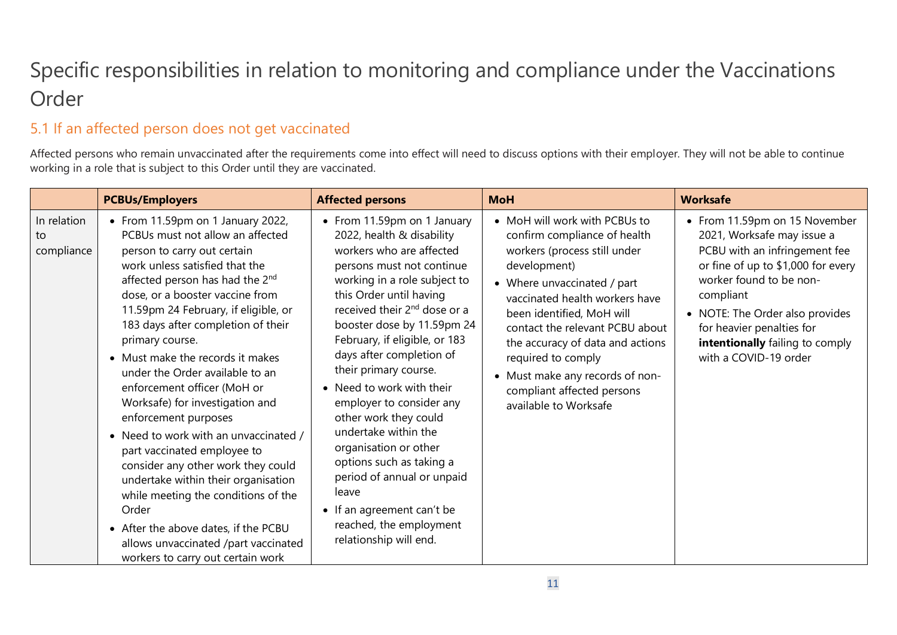# Specific responsibilities in relation to monitoring and compliance under the Vaccinations Order

## 5.1 If an affected person does not get vaccinated

Affected persons who remain unvaccinated after the requirements come into effect will need to discuss options with their employer. They will not be able to continue working in a role that is subject to this Order until they are vaccinated.

| | PCBUs/Employers | Affected persons | MoH | Worksafe |
|---|---|---|---|---|
| In relation to compliance | • From 11.59pm on 1 January 2022, PCBUs must not allow an affected person to carry out certain work unless satisfied that the affected person has had the 2nd dose, or a booster vaccine from 11.59pm 24 February, if eligible, or 183 days after completion of their primary course.<br>• Must make the records it makes under the Order available to an enforcement officer (MoH or Worksafe) for investigation and enforcement purposes<br>• Need to work with an unvaccinated / part vaccinated employee to consider any other work they could undertake within their organisation while meeting the conditions of the Order<br>• After the above dates, if the PCBU allows unvaccinated /part vaccinated workers to carry out certain work | • From 11.59pm on 1 January 2022, health & disability workers who are affected persons must not continue working in a role subject to this Order until having received their 2nd dose or a booster dose by 11.59pm 24 February, if eligible, or 183 days after completion of their primary course.<br>• Need to work with their employer to consider any other work they could undertake within the organisation or other options such as taking a period of annual or unpaid leave<br>• If an agreement can't be reached, the employment relationship will end. | • MoH will work with PCBUs to confirm compliance of health workers (process still under development)<br>• Where unvaccinated / part vaccinated health workers have been identified, MoH will contact the relevant PCBU about the accuracy of data and actions required to comply<br>• Must make any records of non-compliant affected persons available to Worksafe | • From 11.59pm on 15 November 2021, Worksafe may issue a PCBU with an infringement fee or fine of up to $1,000 for every worker found to be non-compliant<br>• NOTE: The Order also provides for heavier penalties for **intentionally** failing to comply with a COVID-19 order |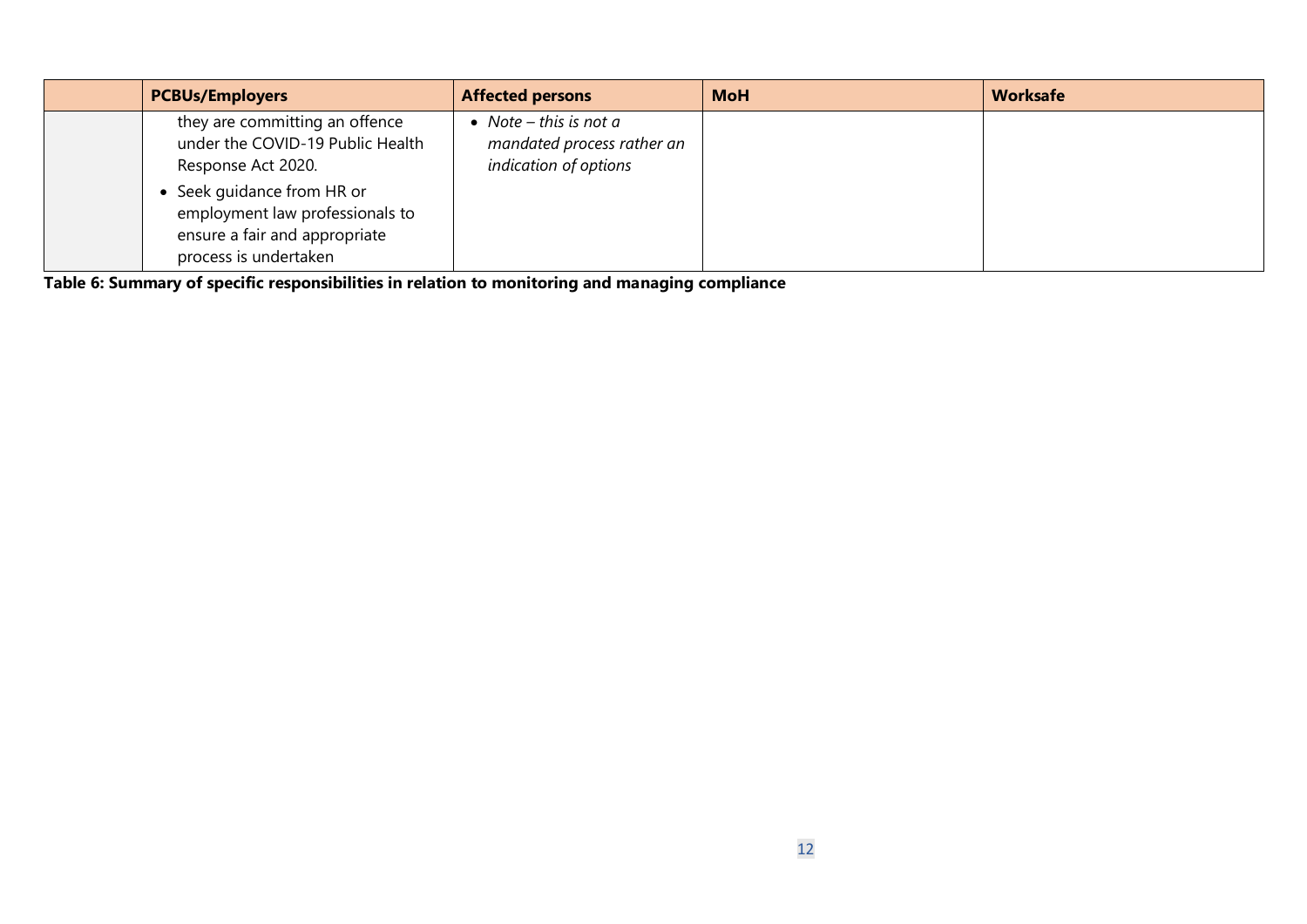| | PCBUs/Employers | Affected persons | MoH | Worksafe |
|---|---|---|---|---|
| | they are committing an offence under the COVID-19 Public Health Response Act 2020.<br>• Seek guidance from HR or employment law professionals to ensure a fair and appropriate process is undertaken | • *Note – this is not a mandated process rather an indication of options* | | |

**Table 6: Summary of specific responsibilities in relation to monitoring and managing compliance**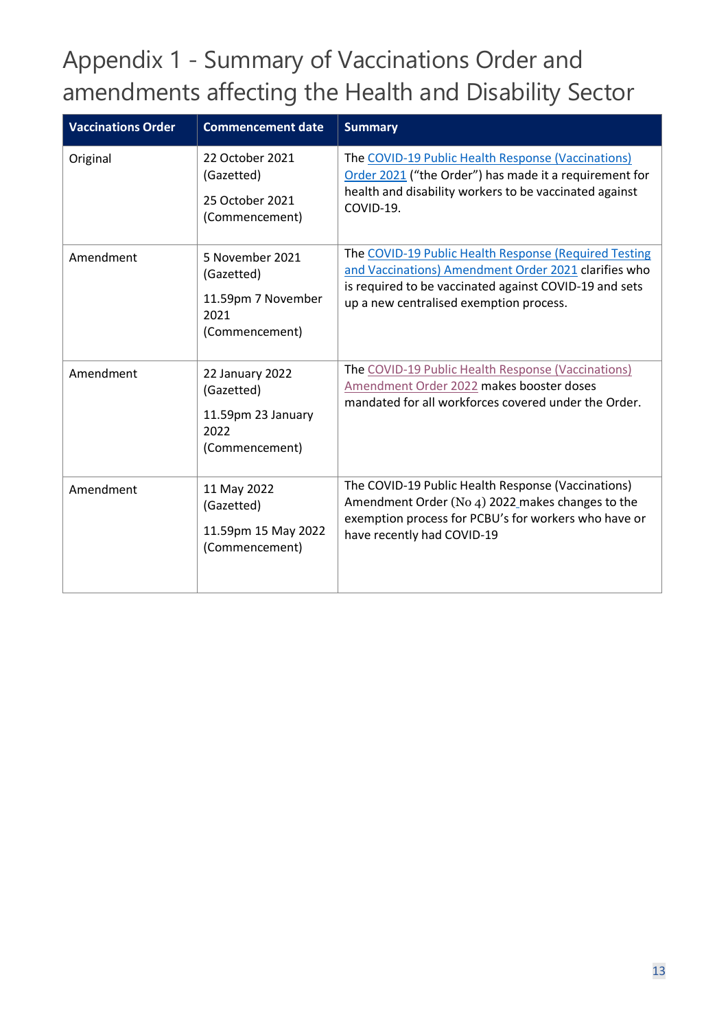# Appendix 1 - Summary of Vaccinations Order and amendments affecting the Health and Disability Sector

| Vaccinations Order | Commencement date | Summary |
|---|---|---|
| Original | 22 October 2021 (Gazetted)<br><br>25 October 2021 (Commencement) | The COVID-19 Public Health Response (Vaccinations) Order 2021 ("the Order") has made it a requirement for health and disability workers to be vaccinated against COVID-19. |
| Amendment | 5 November 2021 (Gazetted)<br><br>11.59pm 7 November 2021 (Commencement) | The COVID-19 Public Health Response (Required Testing and Vaccinations) Amendment Order 2021 clarifies who is required to be vaccinated against COVID-19 and sets up a new centralised exemption process. |
| Amendment | 22 January 2022 (Gazetted)<br><br>11.59pm 23 January 2022 (Commencement) | The COVID-19 Public Health Response (Vaccinations) Amendment Order 2022 makes booster doses mandated for all workforces covered under the Order. |
| Amendment | 11 May 2022 (Gazetted)<br><br>11.59pm 15 May 2022 (Commencement) | The COVID-19 Public Health Response (Vaccinations) Amendment Order (No 4) 2022 makes changes to the exemption process for PCBU's for workers who have or have recently had COVID-19 |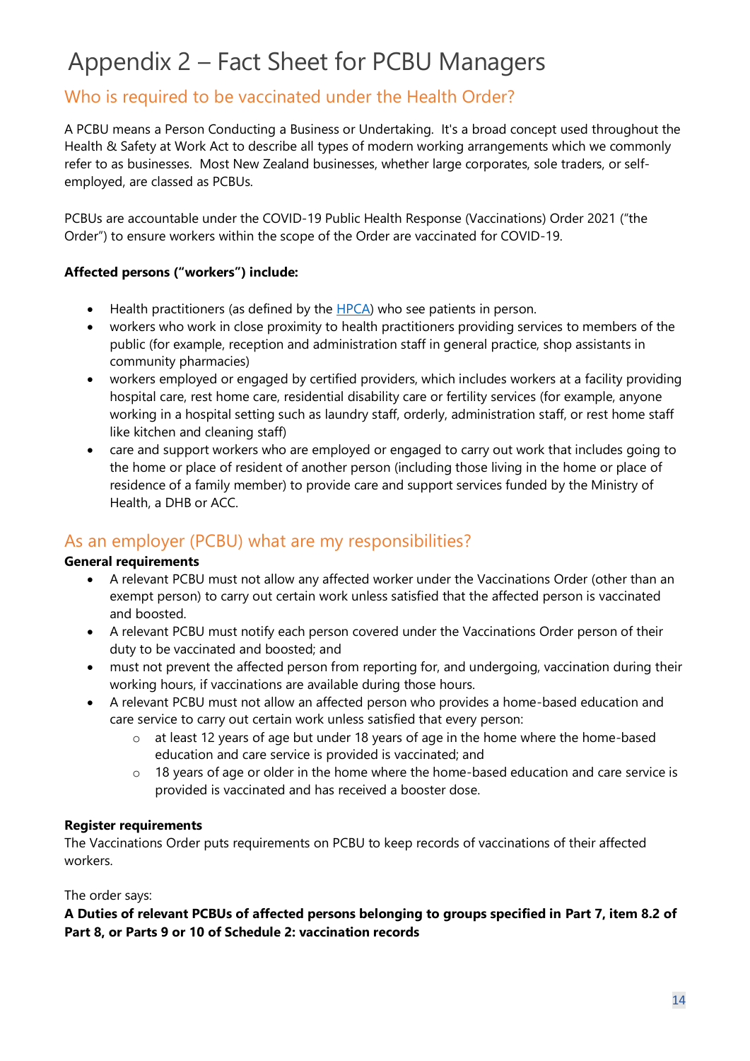# Appendix 2 – Fact Sheet for PCBU Managers

## Who is required to be vaccinated under the Health Order?

A PCBU means a Person Conducting a Business or Undertaking. It's a broad concept used throughout the Health & Safety at Work Act to describe all types of modern working arrangements which we commonly refer to as businesses. Most New Zealand businesses, whether large corporates, sole traders, or self-employed, are classed as PCBUs.

PCBUs are accountable under the COVID-19 Public Health Response (Vaccinations) Order 2021 ("the Order") to ensure workers within the scope of the Order are vaccinated for COVID-19.

**Affected persons ("workers") include:**

- Health practitioners (as defined by the HPCA) who see patients in person.
- workers who work in close proximity to health practitioners providing services to members of the public (for example, reception and administration staff in general practice, shop assistants in community pharmacies)
- workers employed or engaged by certified providers, which includes workers at a facility providing hospital care, rest home care, residential disability care or fertility services (for example, anyone working in a hospital setting such as laundry staff, orderly, administration staff, or rest home staff like kitchen and cleaning staff)
- care and support workers who are employed or engaged to carry out work that includes going to the home or place of resident of another person (including those living in the home or place of residence of a family member) to provide care and support services funded by the Ministry of Health, a DHB or ACC.

## As an employer (PCBU) what are my responsibilities?

**General requirements**

- A relevant PCBU must not allow any affected worker under the Vaccinations Order (other than an exempt person) to carry out certain work unless satisfied that the affected person is vaccinated and boosted.
- A relevant PCBU must notify each person covered under the Vaccinations Order person of their duty to be vaccinated and boosted; and
- must not prevent the affected person from reporting for, and undergoing, vaccination during their working hours, if vaccinations are available during those hours.
- A relevant PCBU must not allow an affected person who provides a home-based education and care service to carry out certain work unless satisfied that every person:
    - at least 12 years of age but under 18 years of age in the home where the home-based education and care service is provided is vaccinated; and
    - 18 years of age or older in the home where the home-based education and care service is provided is vaccinated and has received a booster dose.

**Register requirements**

The Vaccinations Order puts requirements on PCBU to keep records of vaccinations of their affected workers.

The order says:

**A Duties of relevant PCBUs of affected persons belonging to groups specified in Part 7, item 8.2 of Part 8, or Parts 9 or 10 of Schedule 2: vaccination records**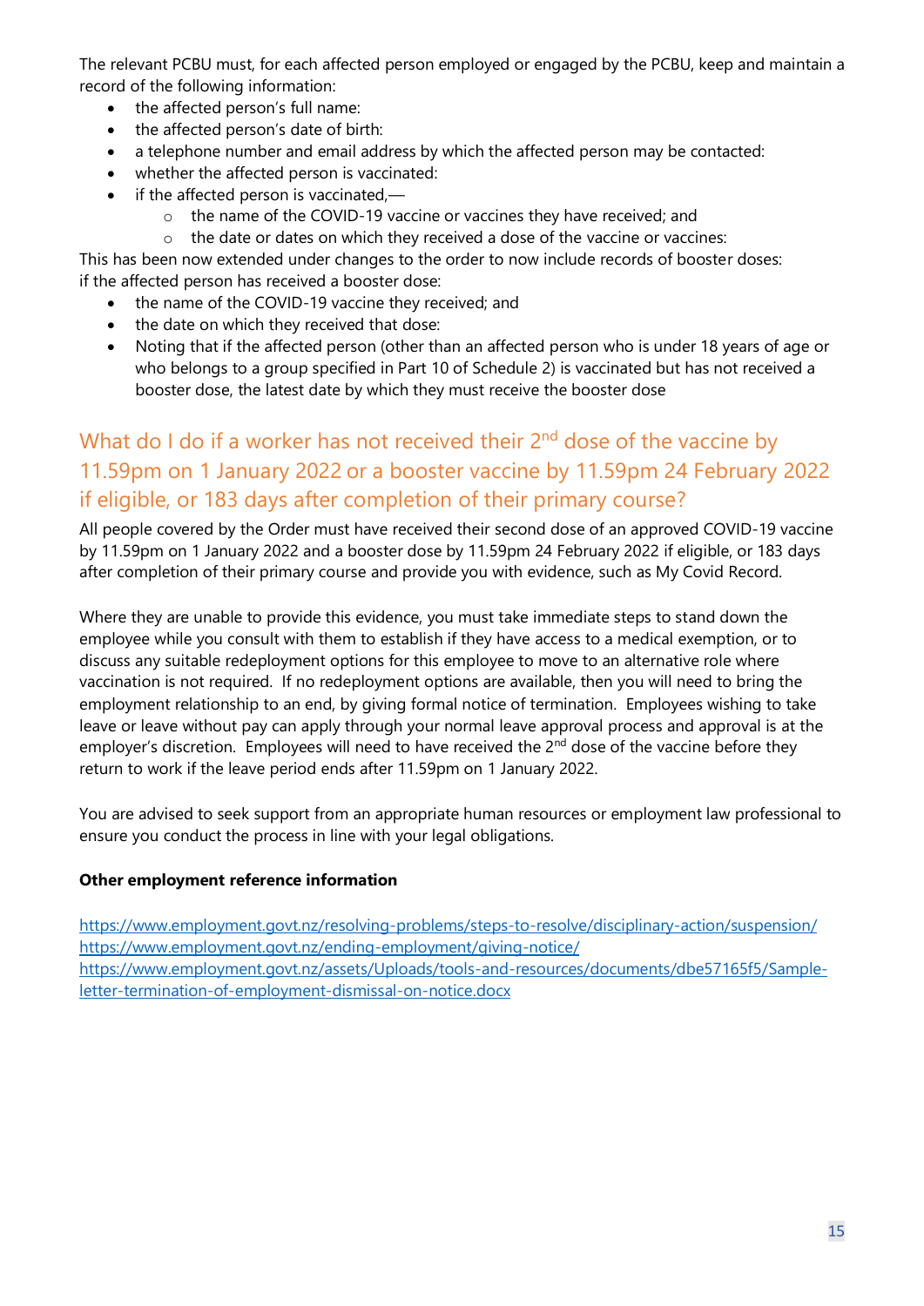The relevant PCBU must, for each affected person employed or engaged by the PCBU, keep and maintain a record of the following information:

- the affected person's full name:
- the affected person's date of birth:
- a telephone number and email address by which the affected person may be contacted:
- whether the affected person is vaccinated:
- if the affected person is vaccinated,—
  - the name of the COVID-19 vaccine or vaccines they have received; and
  - the date or dates on which they received a dose of the vaccine or vaccines:

This has been now extended under changes to the order to now include records of booster doses: if the affected person has received a booster dose:

- the name of the COVID-19 vaccine they received; and
- the date on which they received that dose:
- Noting that if the affected person (other than an affected person who is under 18 years of age or who belongs to a group specified in Part 10 of Schedule 2) is vaccinated but has not received a booster dose, the latest date by which they must receive the booster dose

## What do I do if a worker has not received their 2nd dose of the vaccine by 11.59pm on 1 January 2022 or a booster vaccine by 11.59pm 24 February 2022 if eligible, or 183 days after completion of their primary course?

All people covered by the Order must have received their second dose of an approved COVID-19 vaccine by 11.59pm on 1 January 2022 and a booster dose by 11.59pm 24 February 2022 if eligible, or 183 days after completion of their primary course and provide you with evidence, such as My Covid Record.

Where they are unable to provide this evidence, you must take immediate steps to stand down the employee while you consult with them to establish if they have access to a medical exemption, or to discuss any suitable redeployment options for this employee to move to an alternative role where vaccination is not required. If no redeployment options are available, then you will need to bring the employment relationship to an end, by giving formal notice of termination. Employees wishing to take leave or leave without pay can apply through your normal leave approval process and approval is at the employer's discretion. Employees will need to have received the 2nd dose of the vaccine before they return to work if the leave period ends after 11.59pm on 1 January 2022.

You are advised to seek support from an appropriate human resources or employment law professional to ensure you conduct the process in line with your legal obligations.

**Other employment reference information**

https://www.employment.govt.nz/resolving-problems/steps-to-resolve/disciplinary-action/suspension/
https://www.employment.govt.nz/ending-employment/giving-notice/
https://www.employment.govt.nz/assets/Uploads/tools-and-resources/documents/dbe57165f5/Sample-letter-termination-of-employment-dismissal-on-notice.docx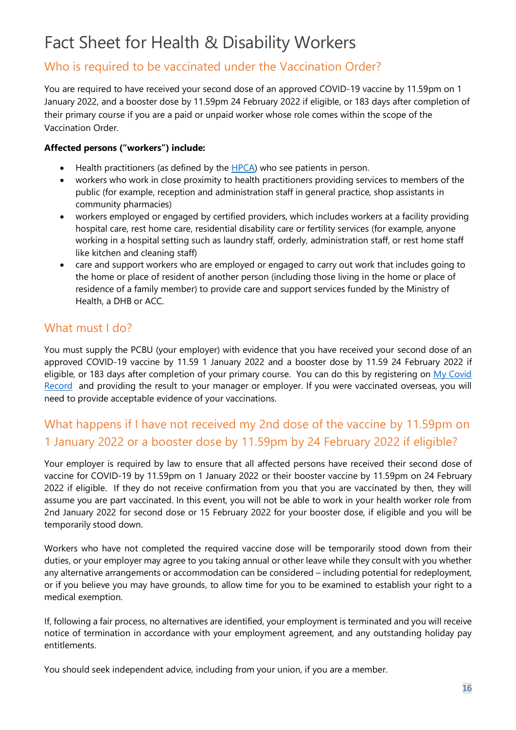# Fact Sheet for Health & Disability Workers

## Who is required to be vaccinated under the Vaccination Order?

You are required to have received your second dose of an approved COVID-19 vaccine by 11.59pm on 1 January 2022, and a booster dose by 11.59pm 24 February 2022 if eligible, or 183 days after completion of their primary course if you are a paid or unpaid worker whose role comes within the scope of the Vaccination Order.

**Affected persons ("workers") include:**

- Health practitioners (as defined by the HPCA) who see patients in person.
- workers who work in close proximity to health practitioners providing services to members of the public (for example, reception and administration staff in general practice, shop assistants in community pharmacies)
- workers employed or engaged by certified providers, which includes workers at a facility providing hospital care, rest home care, residential disability care or fertility services (for example, anyone working in a hospital setting such as laundry staff, orderly, administration staff, or rest home staff like kitchen and cleaning staff)
- care and support workers who are employed or engaged to carry out work that includes going to the home or place of resident of another person (including those living in the home or place of residence of a family member) to provide care and support services funded by the Ministry of Health, a DHB or ACC.

## What must I do?

You must supply the PCBU (your employer) with evidence that you have received your second dose of an approved COVID-19 vaccine by 11.59 1 January 2022 and a booster dose by 11.59 24 February 2022 if eligible, or 183 days after completion of your primary course. You can do this by registering on My Covid Record and providing the result to your manager or employer. If you were vaccinated overseas, you will need to provide acceptable evidence of your vaccinations.

## What happens if I have not received my 2nd dose of the vaccine by 11.59pm on 1 January 2022 or a booster dose by 11.59pm by 24 February 2022 if eligible?

Your employer is required by law to ensure that all affected persons have received their second dose of vaccine for COVID-19 by 11.59pm on 1 January 2022 or their booster vaccine by 11.59pm on 24 February 2022 if eligible. If they do not receive confirmation from you that you are vaccinated by then, they will assume you are part vaccinated. In this event, you will not be able to work in your health worker role from 2nd January 2022 for second dose or 15 February 2022 for your booster dose, if eligible and you will be temporarily stood down.

Workers who have not completed the required vaccine dose will be temporarily stood down from their duties, or your employer may agree to you taking annual or other leave while they consult with you whether any alternative arrangements or accommodation can be considered – including potential for redeployment, or if you believe you may have grounds, to allow time for you to be examined to establish your right to a medical exemption.

If, following a fair process, no alternatives are identified, your employment is terminated and you will receive notice of termination in accordance with your employment agreement, and any outstanding holiday pay entitlements.

You should seek independent advice, including from your union, if you are a member.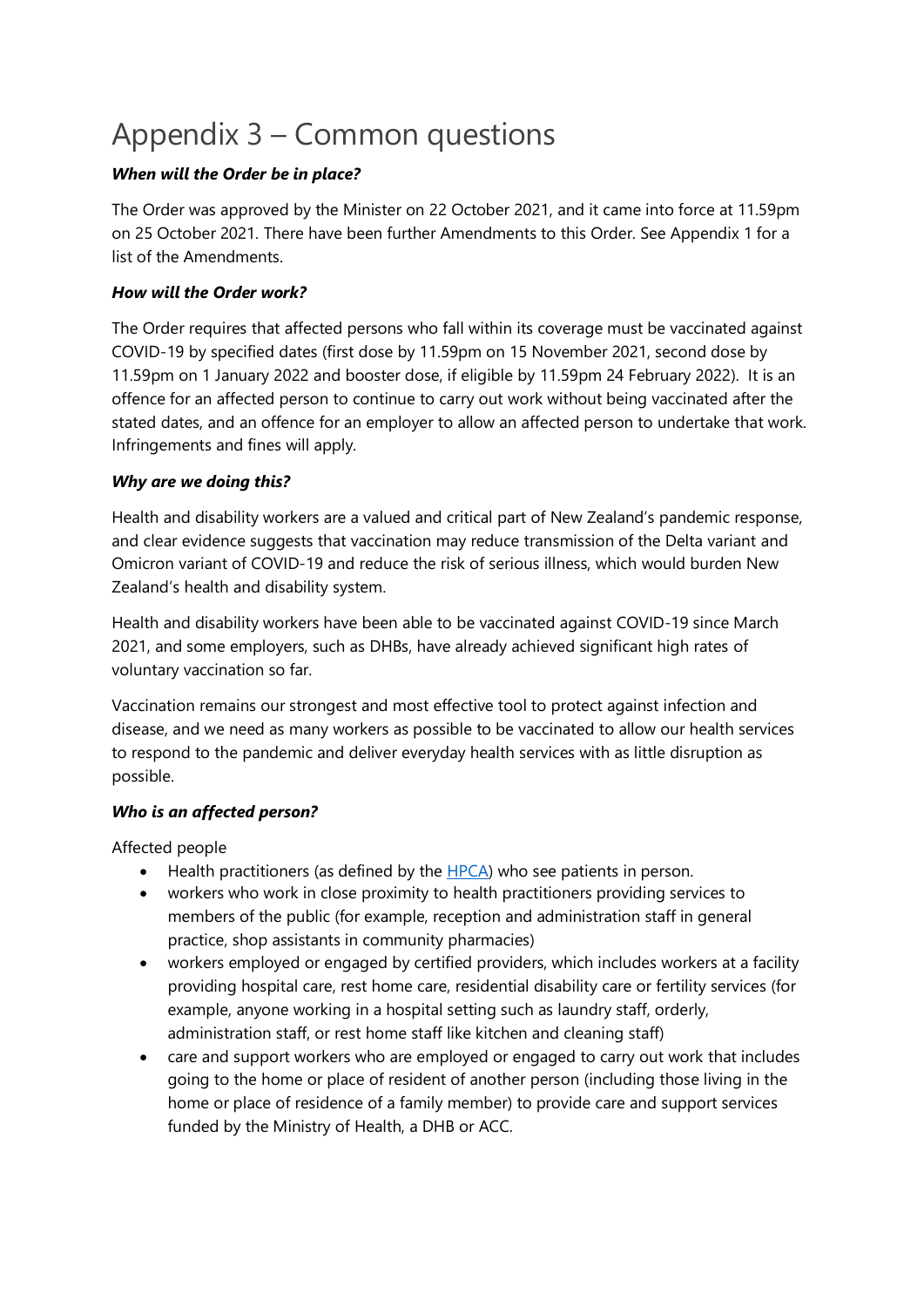# Appendix 3 – Common questions

***When will the Order be in place?***

The Order was approved by the Minister on 22 October 2021, and it came into force at 11.59pm on 25 October 2021. There have been further Amendments to this Order. See Appendix 1 for a list of the Amendments.

***How will the Order work?***

The Order requires that affected persons who fall within its coverage must be vaccinated against COVID-19 by specified dates (first dose by 11.59pm on 15 November 2021, second dose by 11.59pm on 1 January 2022 and booster dose, if eligible by 11.59pm 24 February 2022). It is an offence for an affected person to continue to carry out work without being vaccinated after the stated dates, and an offence for an employer to allow an affected person to undertake that work. Infringements and fines will apply.

***Why are we doing this?***

Health and disability workers are a valued and critical part of New Zealand's pandemic response, and clear evidence suggests that vaccination may reduce transmission of the Delta variant and Omicron variant of COVID-19 and reduce the risk of serious illness, which would burden New Zealand's health and disability system.

Health and disability workers have been able to be vaccinated against COVID-19 since March 2021, and some employers, such as DHBs, have already achieved significant high rates of voluntary vaccination so far.

Vaccination remains our strongest and most effective tool to protect against infection and disease, and we need as many workers as possible to be vaccinated to allow our health services to respond to the pandemic and deliver everyday health services with as little disruption as possible.

***Who is an affected person?***

Affected people

- Health practitioners (as defined by the HPCA) who see patients in person.
- workers who work in close proximity to health practitioners providing services to members of the public (for example, reception and administration staff in general practice, shop assistants in community pharmacies)
- workers employed or engaged by certified providers, which includes workers at a facility providing hospital care, rest home care, residential disability care or fertility services (for example, anyone working in a hospital setting such as laundry staff, orderly, administration staff, or rest home staff like kitchen and cleaning staff)
- care and support workers who are employed or engaged to carry out work that includes going to the home or place of resident of another person (including those living in the home or place of residence of a family member) to provide care and support services funded by the Ministry of Health, a DHB or ACC.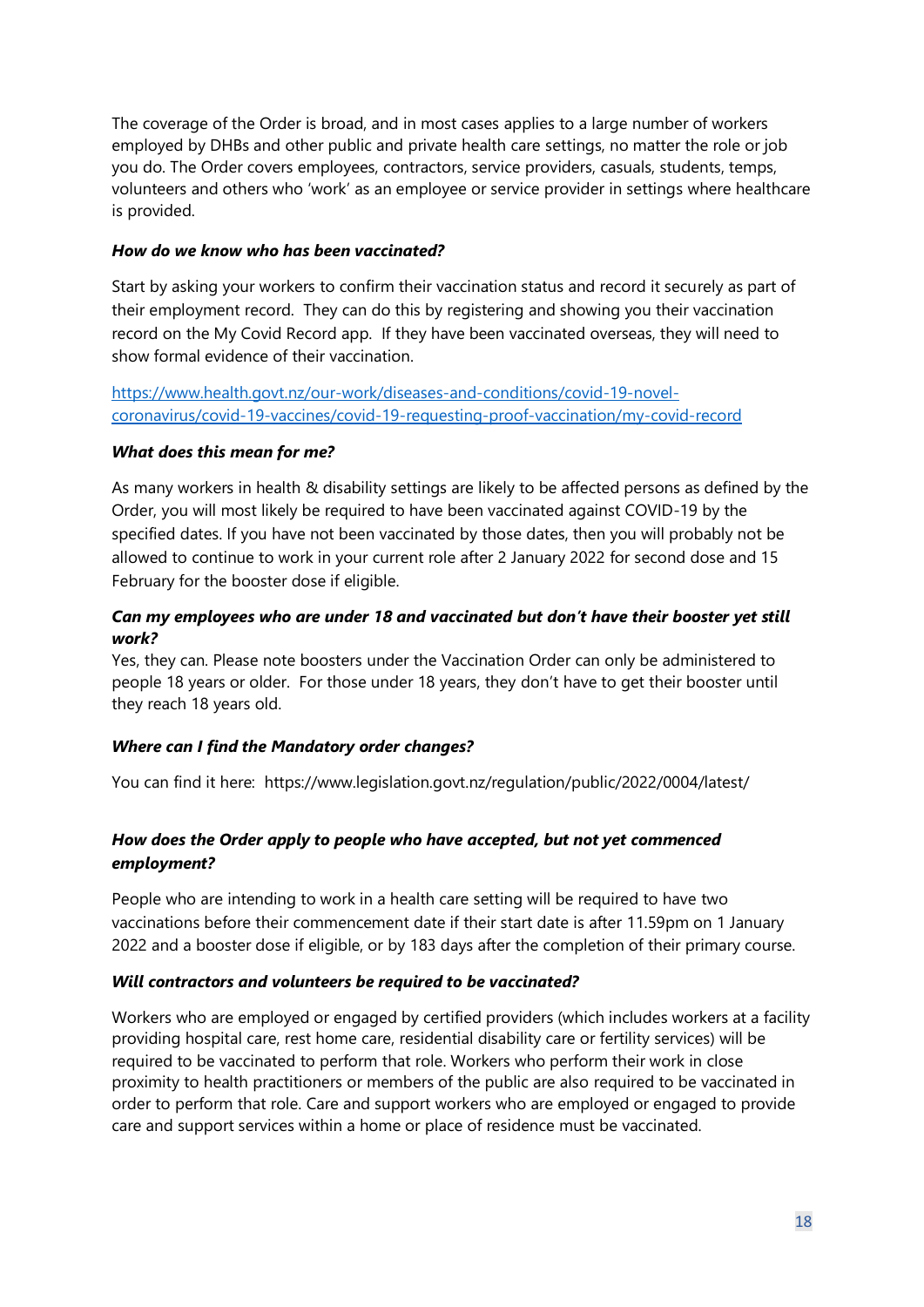The coverage of the Order is broad, and in most cases applies to a large number of workers employed by DHBs and other public and private health care settings, no matter the role or job you do. The Order covers employees, contractors, service providers, casuals, students, temps, volunteers and others who 'work' as an employee or service provider in settings where healthcare is provided.

***How do we know who has been vaccinated?***

Start by asking your workers to confirm their vaccination status and record it securely as part of their employment record. They can do this by registering and showing you their vaccination record on the My Covid Record app. If they have been vaccinated overseas, they will need to show formal evidence of their vaccination.

https://www.health.govt.nz/our-work/diseases-and-conditions/covid-19-novel-coronavirus/covid-19-vaccines/covid-19-requesting-proof-vaccination/my-covid-record

***What does this mean for me?***

As many workers in health & disability settings are likely to be affected persons as defined by the Order, you will most likely be required to have been vaccinated against COVID-19 by the specified dates. If you have not been vaccinated by those dates, then you will probably not be allowed to continue to work in your current role after 2 January 2022 for second dose and 15 February for the booster dose if eligible.

***Can my employees who are under 18 and vaccinated but don't have their booster yet still work?***

Yes, they can. Please note boosters under the Vaccination Order can only be administered to people 18 years or older. For those under 18 years, they don't have to get their booster until they reach 18 years old.

***Where can I find the Mandatory order changes?***

You can find it here: https://www.legislation.govt.nz/regulation/public/2022/0004/latest/

***How does the Order apply to people who have accepted, but not yet commenced employment?***

People who are intending to work in a health care setting will be required to have two vaccinations before their commencement date if their start date is after 11.59pm on 1 January 2022 and a booster dose if eligible, or by 183 days after the completion of their primary course.

***Will contractors and volunteers be required to be vaccinated?***

Workers who are employed or engaged by certified providers (which includes workers at a facility providing hospital care, rest home care, residential disability care or fertility services) will be required to be vaccinated to perform that role. Workers who perform their work in close proximity to health practitioners or members of the public are also required to be vaccinated in order to perform that role. Care and support workers who are employed or engaged to provide care and support services within a home or place of residence must be vaccinated.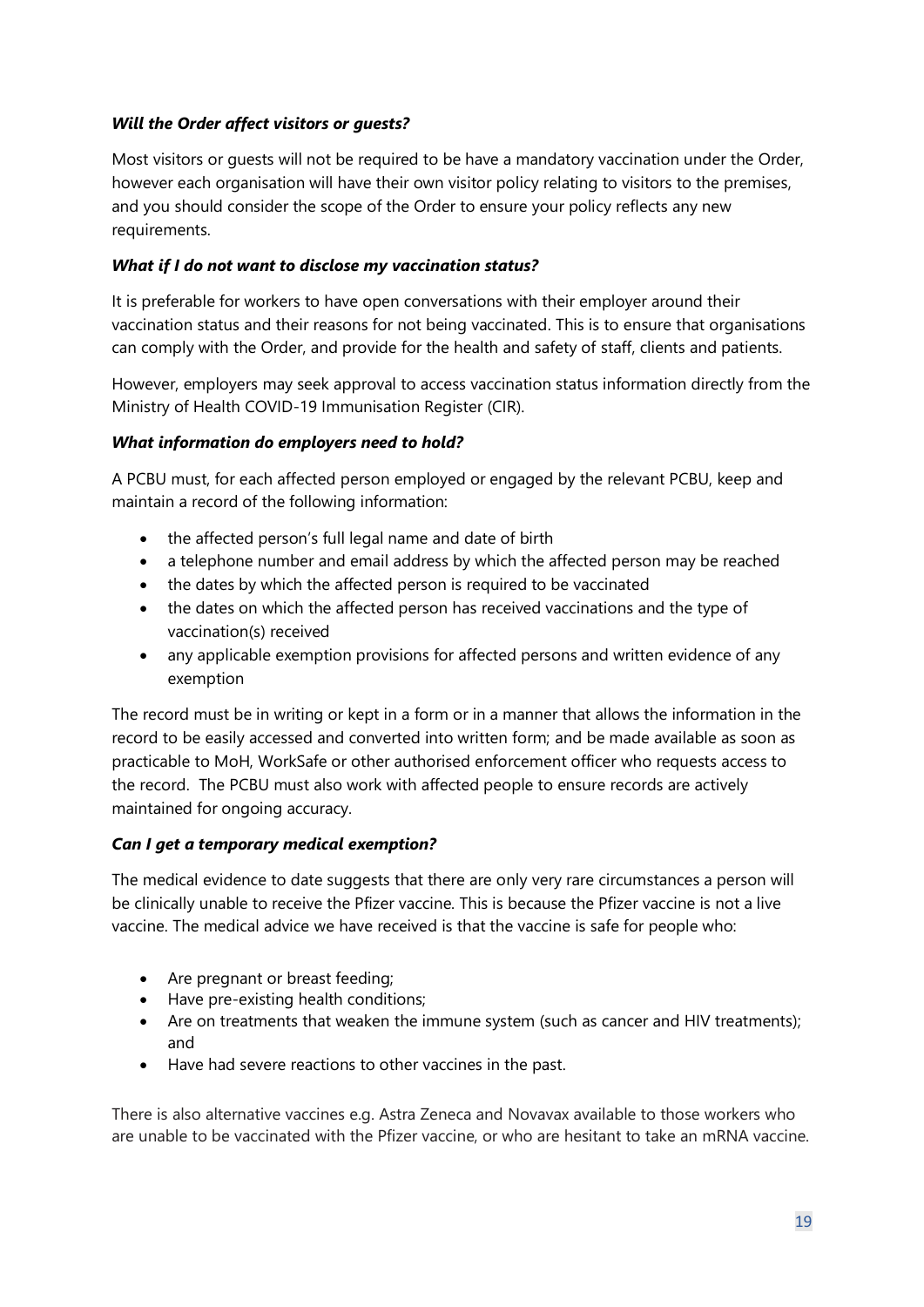***Will the Order affect visitors or guests?***

Most visitors or guests will not be required to be have a mandatory vaccination under the Order, however each organisation will have their own visitor policy relating to visitors to the premises, and you should consider the scope of the Order to ensure your policy reflects any new requirements.

***What if I do not want to disclose my vaccination status?***

It is preferable for workers to have open conversations with their employer around their vaccination status and their reasons for not being vaccinated. This is to ensure that organisations can comply with the Order, and provide for the health and safety of staff, clients and patients.

However, employers may seek approval to access vaccination status information directly from the Ministry of Health COVID-19 Immunisation Register (CIR).

***What information do employers need to hold?***

A PCBU must, for each affected person employed or engaged by the relevant PCBU, keep and maintain a record of the following information:

- the affected person's full legal name and date of birth
- a telephone number and email address by which the affected person may be reached
- the dates by which the affected person is required to be vaccinated
- the dates on which the affected person has received vaccinations and the type of vaccination(s) received
- any applicable exemption provisions for affected persons and written evidence of any exemption

The record must be in writing or kept in a form or in a manner that allows the information in the record to be easily accessed and converted into written form; and be made available as soon as practicable to MoH, WorkSafe or other authorised enforcement officer who requests access to the record. The PCBU must also work with affected people to ensure records are actively maintained for ongoing accuracy.

***Can I get a temporary medical exemption?***

The medical evidence to date suggests that there are only very rare circumstances a person will be clinically unable to receive the Pfizer vaccine. This is because the Pfizer vaccine is not a live vaccine. The medical advice we have received is that the vaccine is safe for people who:

- Are pregnant or breast feeding;
- Have pre-existing health conditions;
- Are on treatments that weaken the immune system (such as cancer and HIV treatments); and
- Have had severe reactions to other vaccines in the past.

There is also alternative vaccines e.g. Astra Zeneca and Novavax available to those workers who are unable to be vaccinated with the Pfizer vaccine, or who are hesitant to take an mRNA vaccine.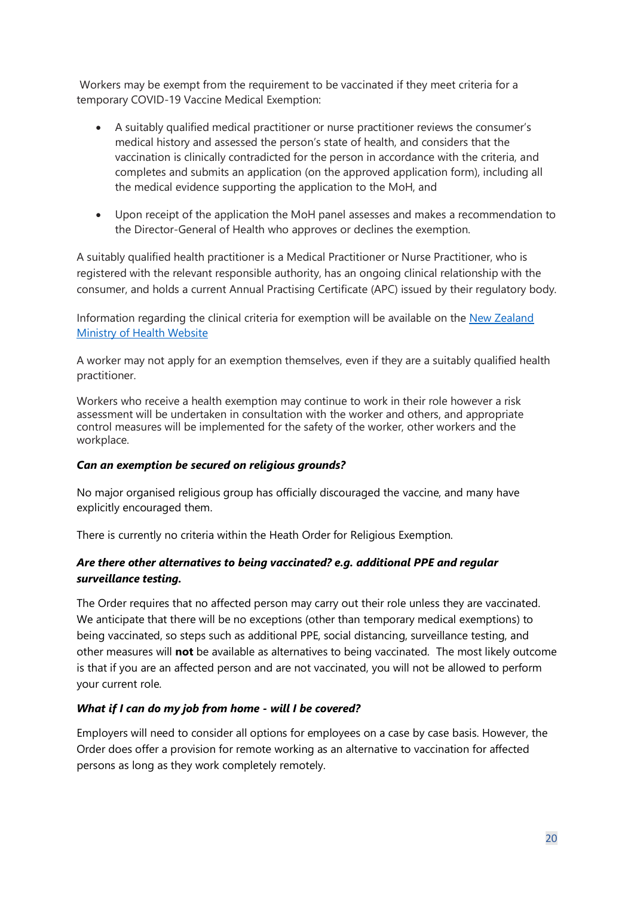Workers may be exempt from the requirement to be vaccinated if they meet criteria for a temporary COVID-19 Vaccine Medical Exemption:

- A suitably qualified medical practitioner or nurse practitioner reviews the consumer's medical history and assessed the person's state of health, and considers that the vaccination is clinically contradicted for the person in accordance with the criteria, and completes and submits an application (on the approved application form), including all the medical evidence supporting the application to the MoH, and

- Upon receipt of the application the MoH panel assesses and makes a recommendation to the Director-General of Health who approves or declines the exemption.

A suitably qualified health practitioner is a Medical Practitioner or Nurse Practitioner, who is registered with the relevant responsible authority, has an ongoing clinical relationship with the consumer, and holds a current Annual Practising Certificate (APC) issued by their regulatory body.

Information regarding the clinical criteria for exemption will be available on the [New Zealand Ministry of Health Website]()

A worker may not apply for an exemption themselves, even if they are a suitably qualified health practitioner.

Workers who receive a health exemption may continue to work in their role however a risk assessment will be undertaken in consultation with the worker and others, and appropriate control measures will be implemented for the safety of the worker, other workers and the workplace.

***Can an exemption be secured on religious grounds?***

No major organised religious group has officially discouraged the vaccine, and many have explicitly encouraged them.

There is currently no criteria within the Heath Order for Religious Exemption.

***Are there other alternatives to being vaccinated? e.g. additional PPE and regular surveillance testing.***

The Order requires that no affected person may carry out their role unless they are vaccinated. We anticipate that there will be no exceptions (other than temporary medical exemptions) to being vaccinated, so steps such as additional PPE, social distancing, surveillance testing, and other measures will **not** be available as alternatives to being vaccinated. The most likely outcome is that if you are an affected person and are not vaccinated, you will not be allowed to perform your current role.

***What if I can do my job from home - will I be covered?***

Employers will need to consider all options for employees on a case by case basis. However, the Order does offer a provision for remote working as an alternative to vaccination for affected persons as long as they work completely remotely.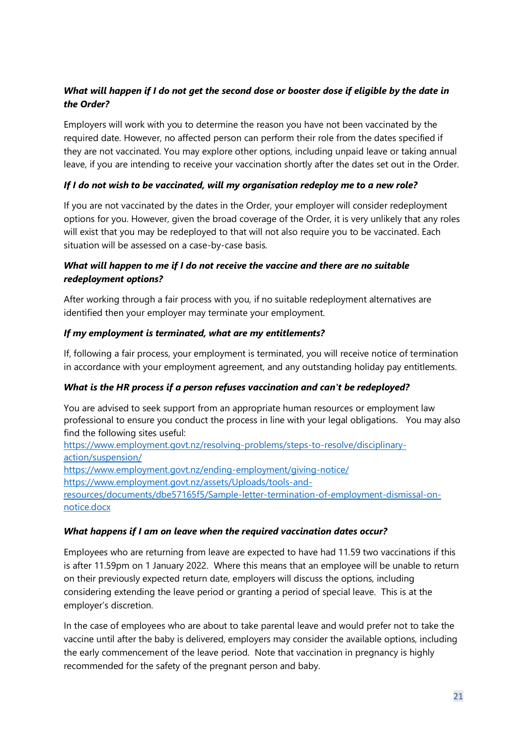***What will happen if I do not get the second dose or booster dose if eligible by the date in the Order?***

Employers will work with you to determine the reason you have not been vaccinated by the required date. However, no affected person can perform their role from the dates specified if they are not vaccinated. You may explore other options, including unpaid leave or taking annual leave, if you are intending to receive your vaccination shortly after the dates set out in the Order.

***If I do not wish to be vaccinated, will my organisation redeploy me to a new role?***

If you are not vaccinated by the dates in the Order, your employer will consider redeployment options for you. However, given the broad coverage of the Order, it is very unlikely that any roles will exist that you may be redeployed to that will not also require you to be vaccinated. Each situation will be assessed on a case-by-case basis.

***What will happen to me if I do not receive the vaccine and there are no suitable redeployment options?***

After working through a fair process with you, if no suitable redeployment alternatives are identified then your employer may terminate your employment.

***If my employment is terminated, what are my entitlements?***

If, following a fair process, your employment is terminated, you will receive notice of termination in accordance with your employment agreement, and any outstanding holiday pay entitlements.

***What is the HR process if a person refuses vaccination and can't be redeployed?***

You are advised to seek support from an appropriate human resources or employment law professional to ensure you conduct the process in line with your legal obligations. You may also find the following sites useful:
https://www.employment.govt.nz/resolving-problems/steps-to-resolve/disciplinary-action/suspension/
https://www.employment.govt.nz/ending-employment/giving-notice/
https://www.employment.govt.nz/assets/Uploads/tools-and-resources/documents/dbe57165f5/Sample-letter-termination-of-employment-dismissal-on-notice.docx

***What happens if I am on leave when the required vaccination dates occur?***

Employees who are returning from leave are expected to have had 11.59 two vaccinations if this is after 11.59pm on 1 January 2022. Where this means that an employee will be unable to return on their previously expected return date, employers will discuss the options, including considering extending the leave period or granting a period of special leave. This is at the employer's discretion.

In the case of employees who are about to take parental leave and would prefer not to take the vaccine until after the baby is delivered, employers may consider the available options, including the early commencement of the leave period. Note that vaccination in pregnancy is highly recommended for the safety of the pregnant person and baby.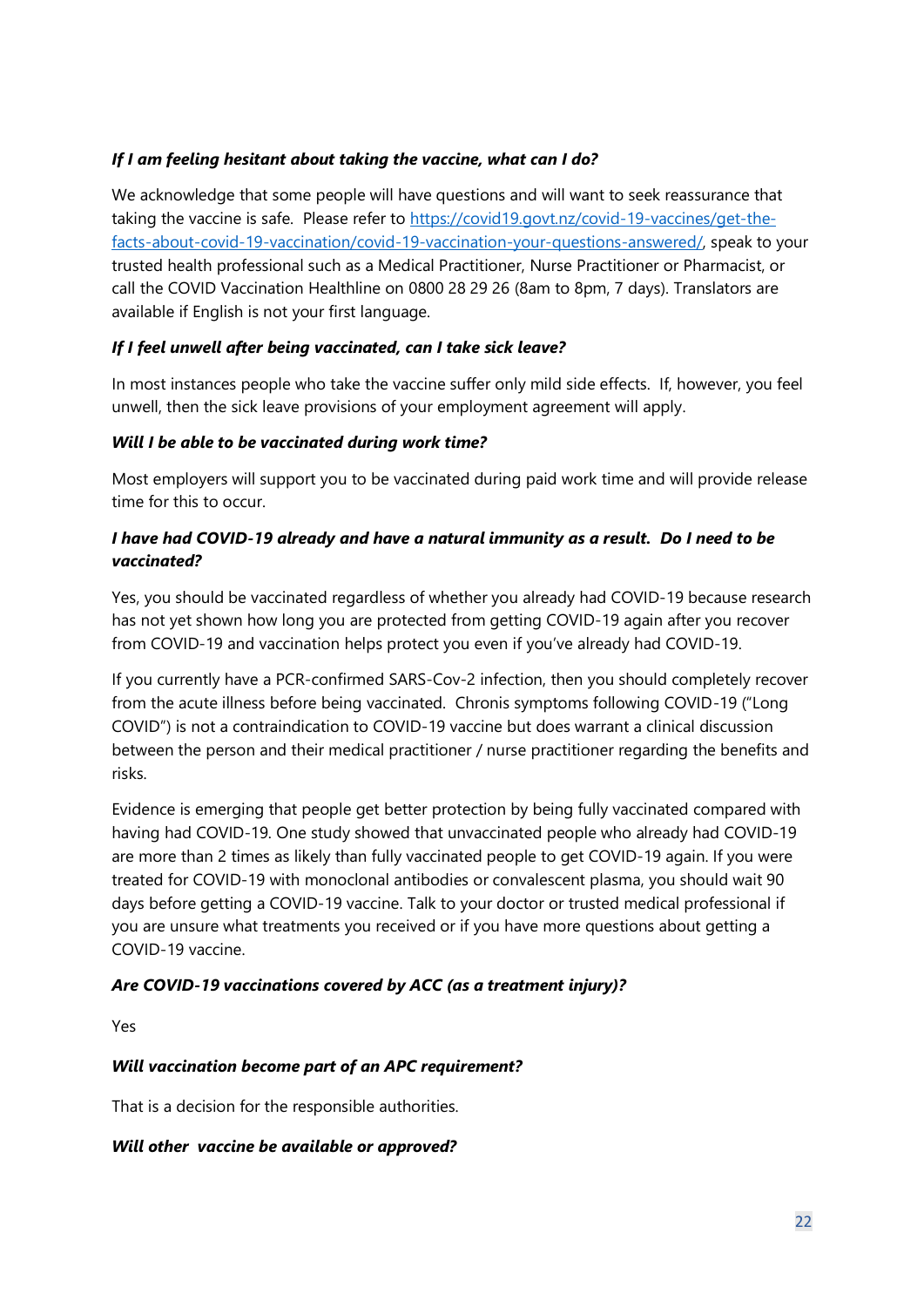***If I am feeling hesitant about taking the vaccine, what can I do?***

We acknowledge that some people will have questions and will want to seek reassurance that taking the vaccine is safe. Please refer to [https://covid19.govt.nz/covid-19-vaccines/get-the-facts-about-covid-19-vaccination/covid-19-vaccination-your-questions-answered/](https://covid19.govt.nz/covid-19-vaccines/get-the-facts-about-covid-19-vaccination/covid-19-vaccination-your-questions-answered/), speak to your trusted health professional such as a Medical Practitioner, Nurse Practitioner or Pharmacist, or call the COVID Vaccination Healthline on 0800 28 29 26 (8am to 8pm, 7 days). Translators are available if English is not your first language.

***If I feel unwell after being vaccinated, can I take sick leave?***

In most instances people who take the vaccine suffer only mild side effects. If, however, you feel unwell, then the sick leave provisions of your employment agreement will apply.

***Will I be able to be vaccinated during work time?***

Most employers will support you to be vaccinated during paid work time and will provide release time for this to occur.

***I have had COVID-19 already and have a natural immunity as a result. Do I need to be vaccinated?***

Yes, you should be vaccinated regardless of whether you already had COVID-19 because research has not yet shown how long you are protected from getting COVID-19 again after you recover from COVID-19 and vaccination helps protect you even if you've already had COVID-19.

If you currently have a PCR-confirmed SARS-Cov-2 infection, then you should completely recover from the acute illness before being vaccinated. Chronis symptoms following COVID-19 ("Long COVID") is not a contraindication to COVID-19 vaccine but does warrant a clinical discussion between the person and their medical practitioner / nurse practitioner regarding the benefits and risks.

Evidence is emerging that people get better protection by being fully vaccinated compared with having had COVID-19. One study showed that unvaccinated people who already had COVID-19 are more than 2 times as likely than fully vaccinated people to get COVID-19 again. If you were treated for COVID-19 with monoclonal antibodies or convalescent plasma, you should wait 90 days before getting a COVID-19 vaccine. Talk to your doctor or trusted medical professional if you are unsure what treatments you received or if you have more questions about getting a COVID-19 vaccine.

***Are COVID-19 vaccinations covered by ACC (as a treatment injury)?***

Yes

***Will vaccination become part of an APC requirement?***

That is a decision for the responsible authorities.

***Will other vaccine be available or approved?***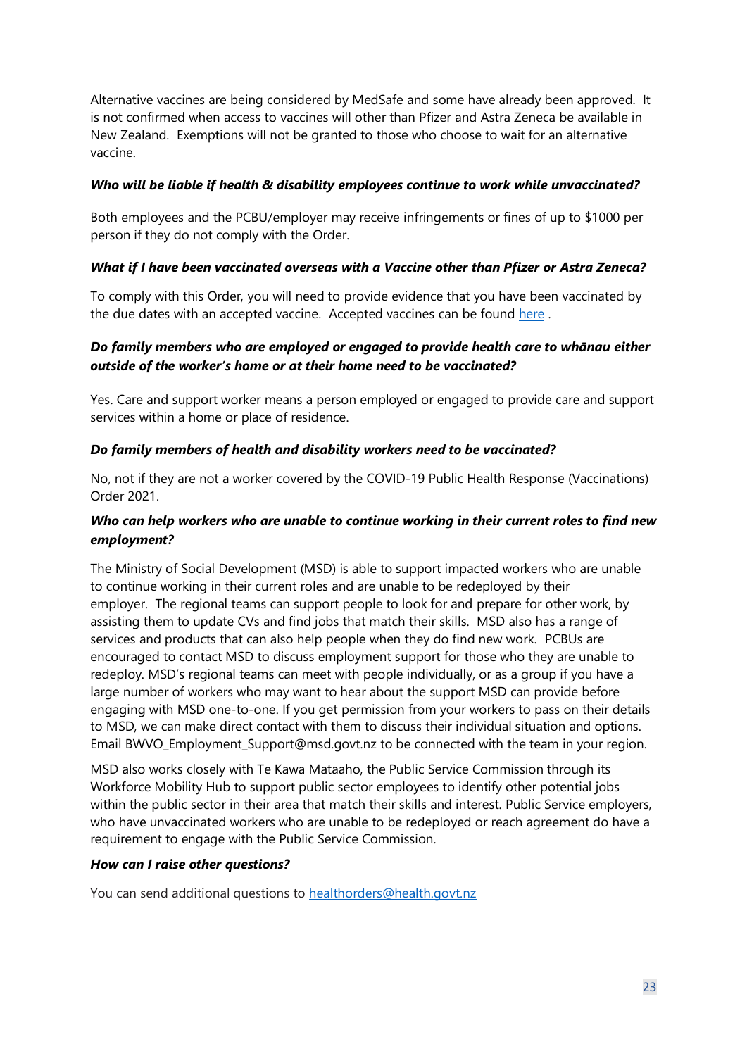Alternative vaccines are being considered by MedSafe and some have already been approved. It is not confirmed when access to vaccines will other than Pfizer and Astra Zeneca be available in New Zealand. Exemptions will not be granted to those who choose to wait for an alternative vaccine.

***Who will be liable if health & disability employees continue to work while unvaccinated?***

Both employees and the PCBU/employer may receive infringements or fines of up to $1000 per person if they do not comply with the Order.

***What if I have been vaccinated overseas with a Vaccine other than Pfizer or Astra Zeneca?***

To comply with this Order, you will need to provide evidence that you have been vaccinated by the due dates with an accepted vaccine. Accepted vaccines can be found [here](here) .

***Do family members who are employed or engaged to provide health care to whānau either <u>outside of the worker's home</u> or <u>at their home</u> need to be vaccinated?***

Yes. Care and support worker means a person employed or engaged to provide care and support services within a home or place of residence.

***Do family members of health and disability workers need to be vaccinated?***

No, not if they are not a worker covered by the COVID-19 Public Health Response (Vaccinations) Order 2021.

***Who can help workers who are unable to continue working in their current roles to find new employment?***

The Ministry of Social Development (MSD) is able to support impacted workers who are unable to continue working in their current roles and are unable to be redeployed by their employer. The regional teams can support people to look for and prepare for other work, by assisting them to update CVs and find jobs that match their skills. MSD also has a range of services and products that can also help people when they do find new work. PCBUs are encouraged to contact MSD to discuss employment support for those who they are unable to redeploy. MSD's regional teams can meet with people individually, or as a group if you have a large number of workers who may want to hear about the support MSD can provide before engaging with MSD one-to-one. If you get permission from your workers to pass on their details to MSD, we can make direct contact with them to discuss their individual situation and options. Email BWVO_Employment_Support@msd.govt.nz to be connected with the team in your region.

MSD also works closely with Te Kawa Mataaho, the Public Service Commission through its Workforce Mobility Hub to support public sector employees to identify other potential jobs within the public sector in their area that match their skills and interest. Public Service employers, who have unvaccinated workers who are unable to be redeployed or reach agreement do have a requirement to engage with the Public Service Commission.

***How can I raise other questions?***

You can send additional questions to healthorders@health.govt.nz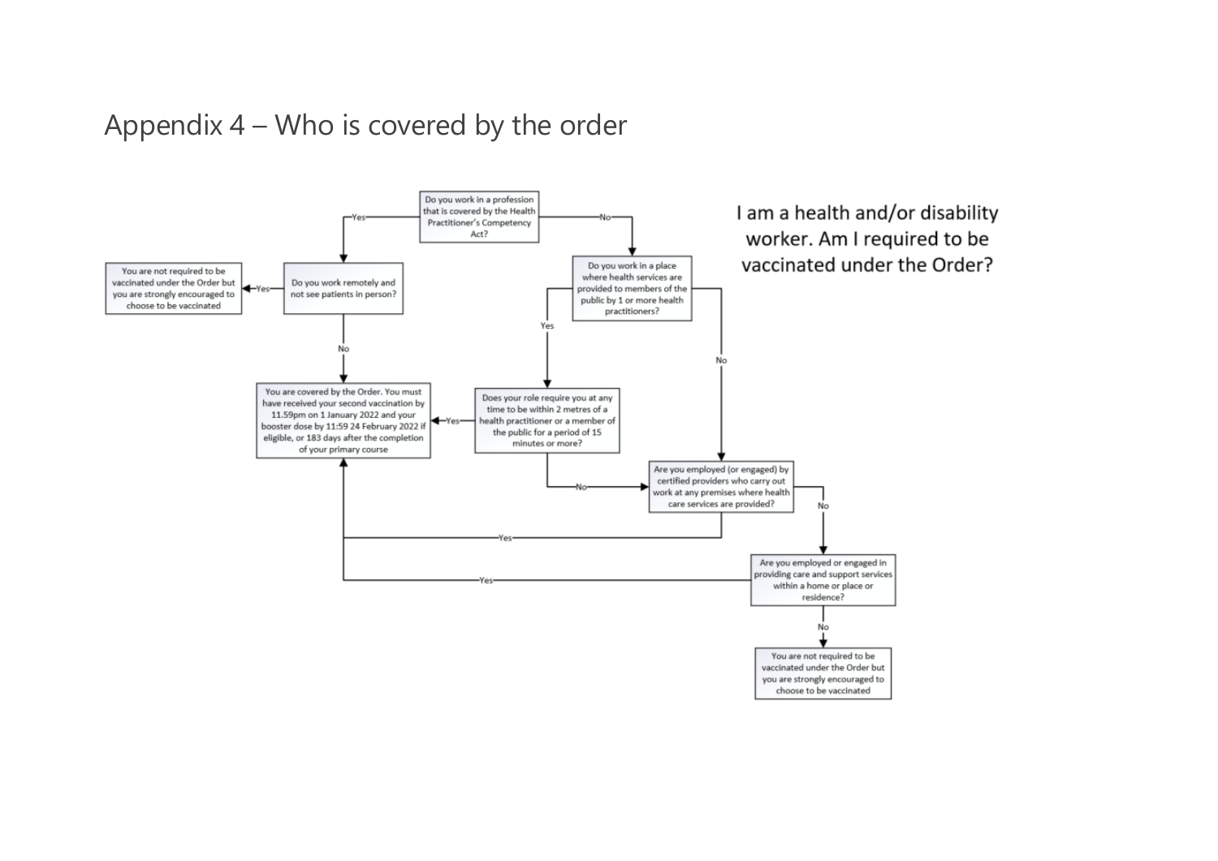## Appendix 4 – Who is covered by the order

I am a health and/or disability worker. Am I required to be vaccinated under the Order?

Do you work in a profession that is covered by the Health Practitioner's Competency Act?

- Yes → Do you work remotely and not see patients in person?
  - Yes → You are not required to be vaccinated under the Order but you are strongly encouraged to choose to be vaccinated
  - No → You are covered by the Order. You must have received your second vaccination by 11.59pm on 1 January 2022 and your booster dose by 11:59 24 February 2022 if eligible, or 183 days after the completion of your primary course
- No → Do you work in a place where health services are provided to members of the public by 1 or more health practitioners?
  - Yes → Does your role require you at any time to be within 2 metres of a health practitioner or a member of the public for a period of 15 minutes or more?
    - Yes → You are covered by the Order. You must have received your second vaccination by 11.59pm on 1 January 2022 and your booster dose by 11:59 24 February 2022 if eligible, or 183 days after the completion of your primary course
    - No → Are you employed (or engaged) by certified providers who carry out work at any premises where health care services are provided?
  - No → Are you employed (or engaged) by certified providers who carry out work at any premises where health care services are provided?
    - Yes → You are covered by the Order. You must have received your second vaccination by 11.59pm on 1 January 2022 and your booster dose by 11:59 24 February 2022 if eligible, or 183 days after the completion of your primary course
    - No → Are you employed or engaged in providing care and support services within a home or place or residence?
      - Yes → You are covered by the Order. You must have received your second vaccination by 11.59pm on 1 January 2022 and your booster dose by 11:59 24 February 2022 if eligible, or 183 days after the completion of your primary course
      - No → You are not required to be vaccinated under the Order but you are strongly encouraged to choose to be vaccinated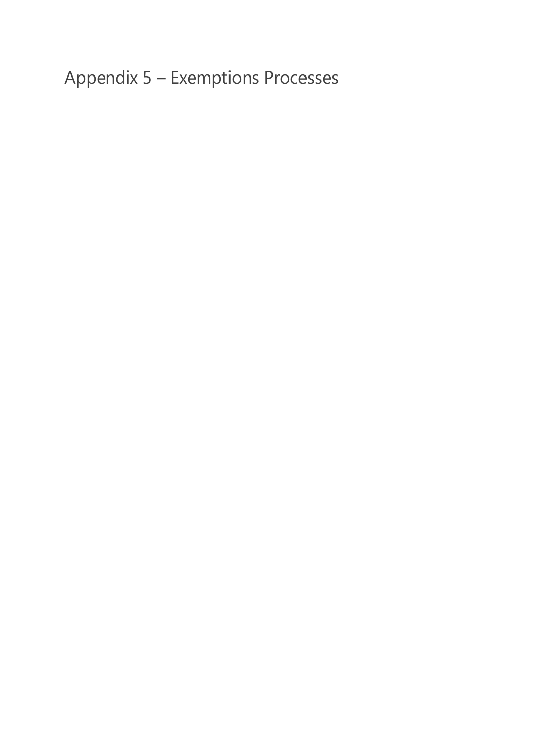# Appendix 5 – Exemptions Processes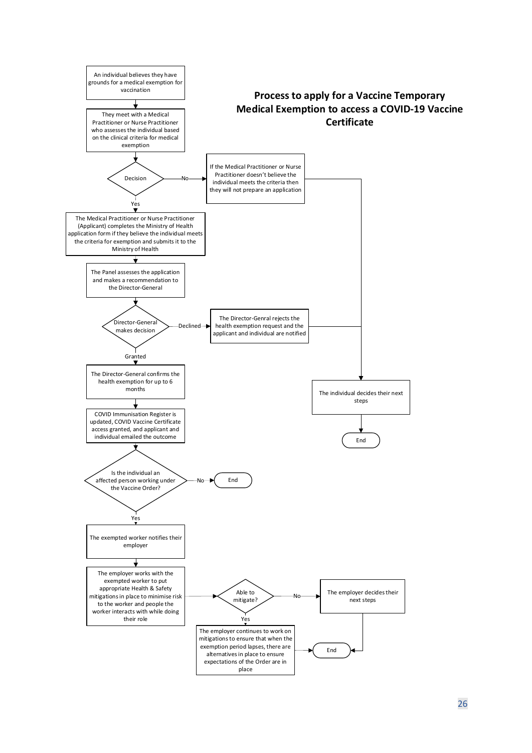## Process to apply for a Vaccine Temporary Medical Exemption to access a COVID-19 Vaccine Certificate

An individual believes they have grounds for a medical exemption for vaccination

They meet with a Medical Practitioner or Nurse Practitioner who assesses the individual based on the clinical criteria for medical exemption

Decision

No

If the Medical Practitioner or Nurse Practitioner doesn't believe the individual meets the criteria then they will not prepare an application

Yes

The Medical Practitioner or Nurse Practitioner (Applicant) completes the Ministry of Health application form if they believe the individual meets the criteria for exemption and submits it to the Ministry of Health

The Panel assesses the application and makes a recommendation to the Director-General

Director-General makes decision

Declined

The Director-Genral rejects the health exemption request and the applicant and individual are notified

The individual decides their next steps

End

Granted

The Director-General confirms the health exemption for up to 6 months

COVID Immunisation Register is updated, COVID Vaccine Certificate access granted, and applicant and individual emailed the outcome

Is the individual an affected person working under the Vaccine Order?

No

End

Yes

The exempted worker notifies their employer

The employer works with the exempted worker to put appropriate Health & Safety mitigations in place to minimise risk to the worker and people the worker interacts with while doing their role

Able to mitigate?

No

The employer decides their next steps

Yes

The employer continues to work on mitigations to ensure that when the exemption period lapses, there are alternatives in place to ensure expectations of the Order are in place

End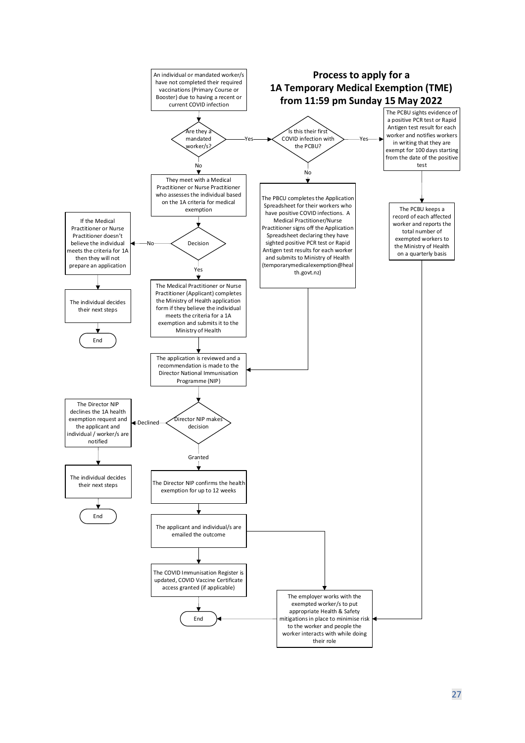# Process to apply for a 1A Temporary Medical Exemption (TME) from 11:59 pm Sunday 15 May 2022

An individual or mandated worker/s have not completed their required vaccinations (Primary Course or Booster) due to having a recent or current COVID infection

**Are they a mandated worker/s?**

- **Yes** → **Is this their first COVID infection with the PCBU?**
  - **Yes** → The PCBU sights evidence of a positive PCR test or Rapid Antigen test result for each worker and notifies workers in writing that they are exempt for 100 days starting from the date of the positive test
    - → The PCBU keeps a record of each affected worker and reports the total number of exempted workers to the Ministry of Health on a quarterly basis
    - → The employer works with the exempted worker/s to put appropriate Health & Safety mitigations in place to minimise risk to the worker and people the worker interacts with while doing their role → End
  - **No** → The PBCU completes the Application Spreadsheet for their workers who have positive COVID infections. A Medical Practitioner/Nurse Practitioner signs off the Application Spreadsheet declaring they have sighted positive PCR test or Rapid Antigen test results for each worker and submits to Ministry of Health (temporarymedicalexemption@health.govt.nz)
    - → The application is reviewed and a recommendation is made to the Director National Immunisation Programme (NIP)
- **No** → They meet with a Medical Practitioner or Nurse Practitioner who assesses the individual based on the 1A criteria for medical exemption
  - **Decision**
    - **No** → If the Medical Practitioner or Nurse Practitioner doesn't believe the individual meets the criteria for 1A then they will not prepare an application → The individual decides their next steps → End
    - **Yes** → The Medical Practitioner or Nurse Practitioner (Applicant) completes the Ministry of Health application form if they believe the individual meets the criteria for a 1A exemption and submits it to the Ministry of Health
      - → The application is reviewed and a recommendation is made to the Director National Immunisation Programme (NIP)

**Director NIP makes decision**

- **Declined** → The Director NIP declines the 1A health exemption request and the applicant and individual / worker/s are notified → The individual decides their next steps → End
- **Granted** → The Director NIP confirms the health exemption for up to 12 weeks
  - → The applicant and individual/s are emailed the outcome
    - → The COVID Immunisation Register is updated, COVID Vaccine Certificate access granted (if applicable) → End
    - → The employer works with the exempted worker/s to put appropriate Health & Safety mitigations in place to minimise risk to the worker and people the worker interacts with while doing their role → End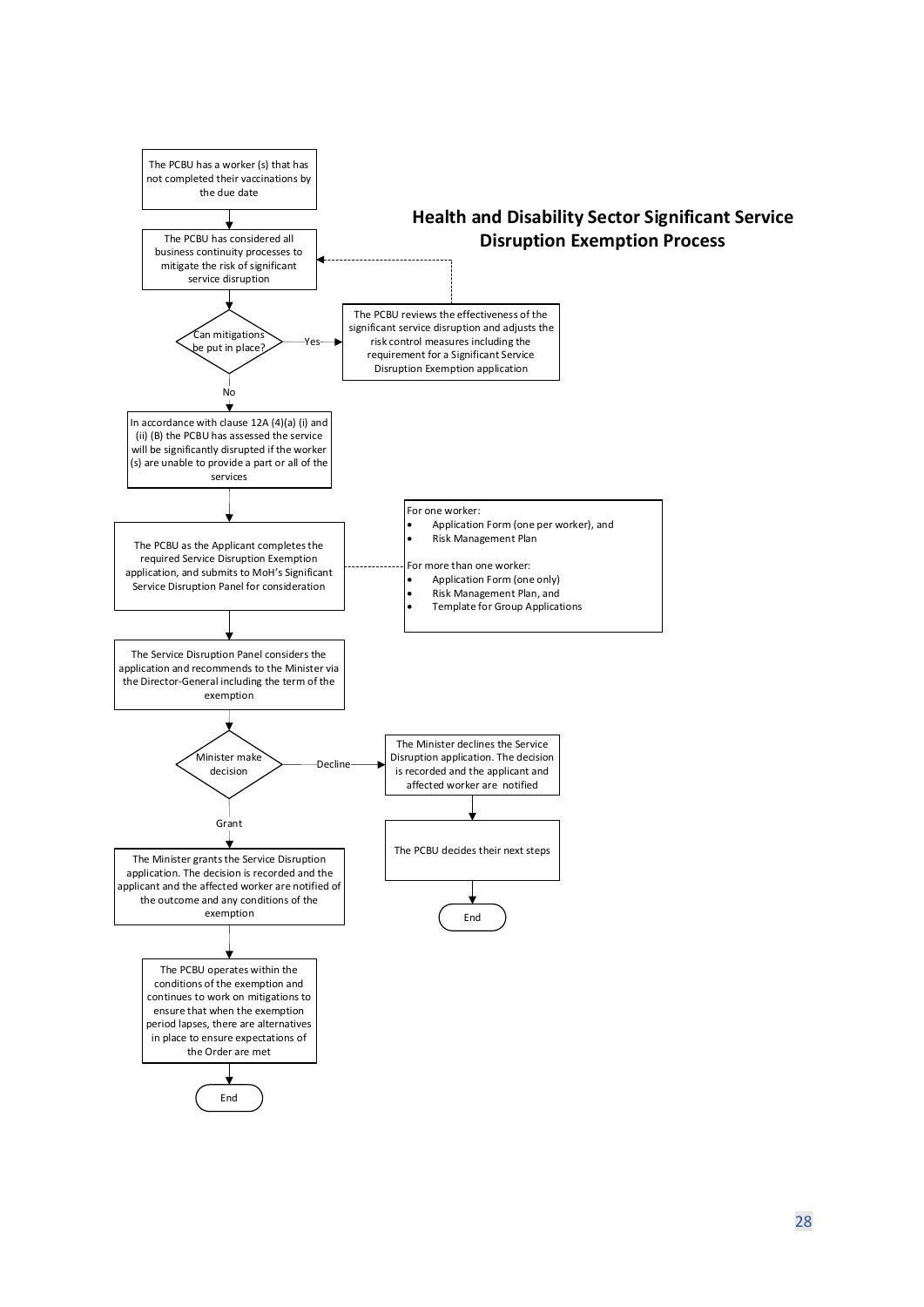## Health and Disability Sector Significant Service Disruption Exemption Process

The PCBU has a worker (s) that has not completed their vaccinations by the due date

The PCBU has considered all business continuity processes to mitigate the risk of significant service disruption

Can mitigations be put in place?

Yes

The PCBU reviews the effectiveness of the significant service disruption and adjusts the risk control measures including the requirement for a Significant Service Disruption Exemption application

No

In accordance with clause 12A (4)(a) (i) and (ii) (B) the PCBU has assessed the service will be significantly disrupted if the worker (s) are unable to provide a part or all of the services

The PCBU as the Applicant completes the required Service Disruption Exemption application, and submits to MoH's Significant Service Disruption Panel for consideration

For one worker:

- Application Form (one per worker), and
- Risk Management Plan

For more than one worker:

- Application Form (one only)
- Risk Management Plan, and
- Template for Group Applications

The Service Disruption Panel considers the application and recommends to the Minister via the Director-General including the term of the exemption

Minister make decision

Decline

The Minister declines the Service Disruption application. The decision is recorded and the applicant and affected worker are notified

The PCBU decides their next steps

End

Grant

The Minister grants the Service Disruption application. The decision is recorded and the applicant and the affected worker are notified of the outcome and any conditions of the exemption

The PCBU operates within the conditions of the exemption and continues to work on mitigations to ensure that when the exemption period lapses, there are alternatives in place to ensure expectations of the Order are met

End